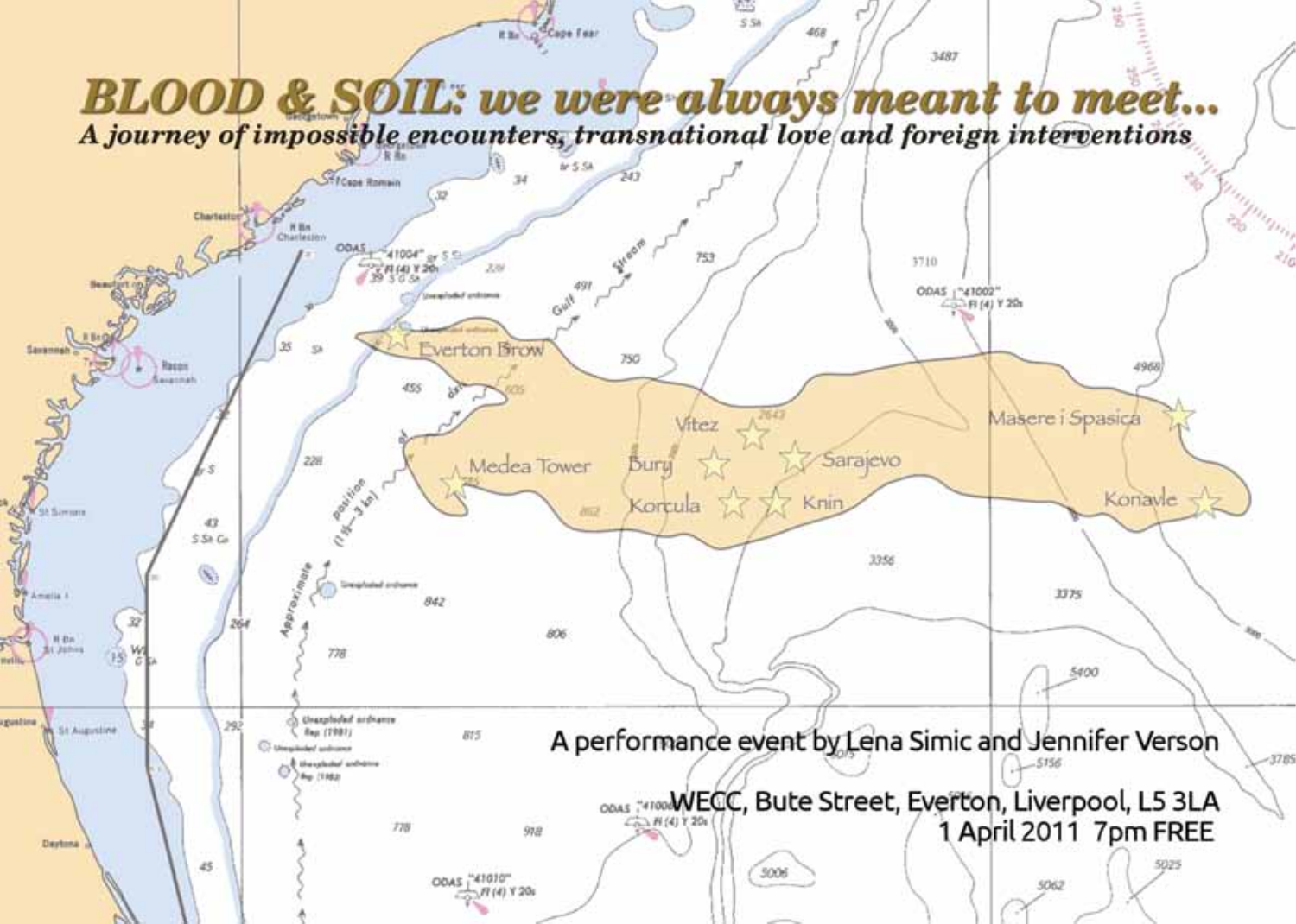# BLOOD & SOIL: we were always meant to meet...

***A journey of impossible encounters, transnational love and foreign interventions***

Everton Brow

Medea Tower

Vitez

Bury

Sarajevo

Korcula

Knin

Masere i Spasica

Konavle

A performance event by Lena Simic and Jennifer Verson

WECC, Bute Street, Everton, Liverpool, L5 3LA

1 April 2011 7pm FREE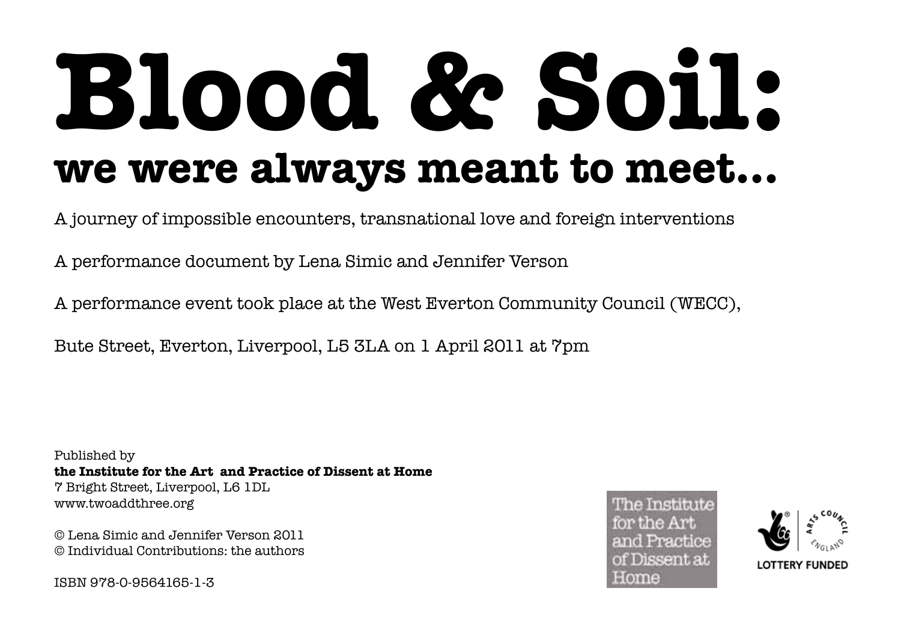# Blood & Soil:

## we were always meant to meet...

A journey of impossible encounters, transnational love and foreign interventions

A performance document by Lena Simic and Jennifer Verson

A performance event took place at the West Everton Community Council (WECC),

Bute Street, Everton, Liverpool, L5 3LA on 1 April 2011 at 7pm

Published by
**the Institute for the Art and Practice of Dissent at Home**
7 Bright Street, Liverpool, L6 1DL
www.twoaddthree.org

© Lena Simic and Jennifer Verson 2011
© Individual Contributions: the authors

ISBN 978-0-9564165-1-3

The Institute for the Art and Practice of Dissent at Home

ARTS COUNCIL ENGLAND

LOTTERY FUNDED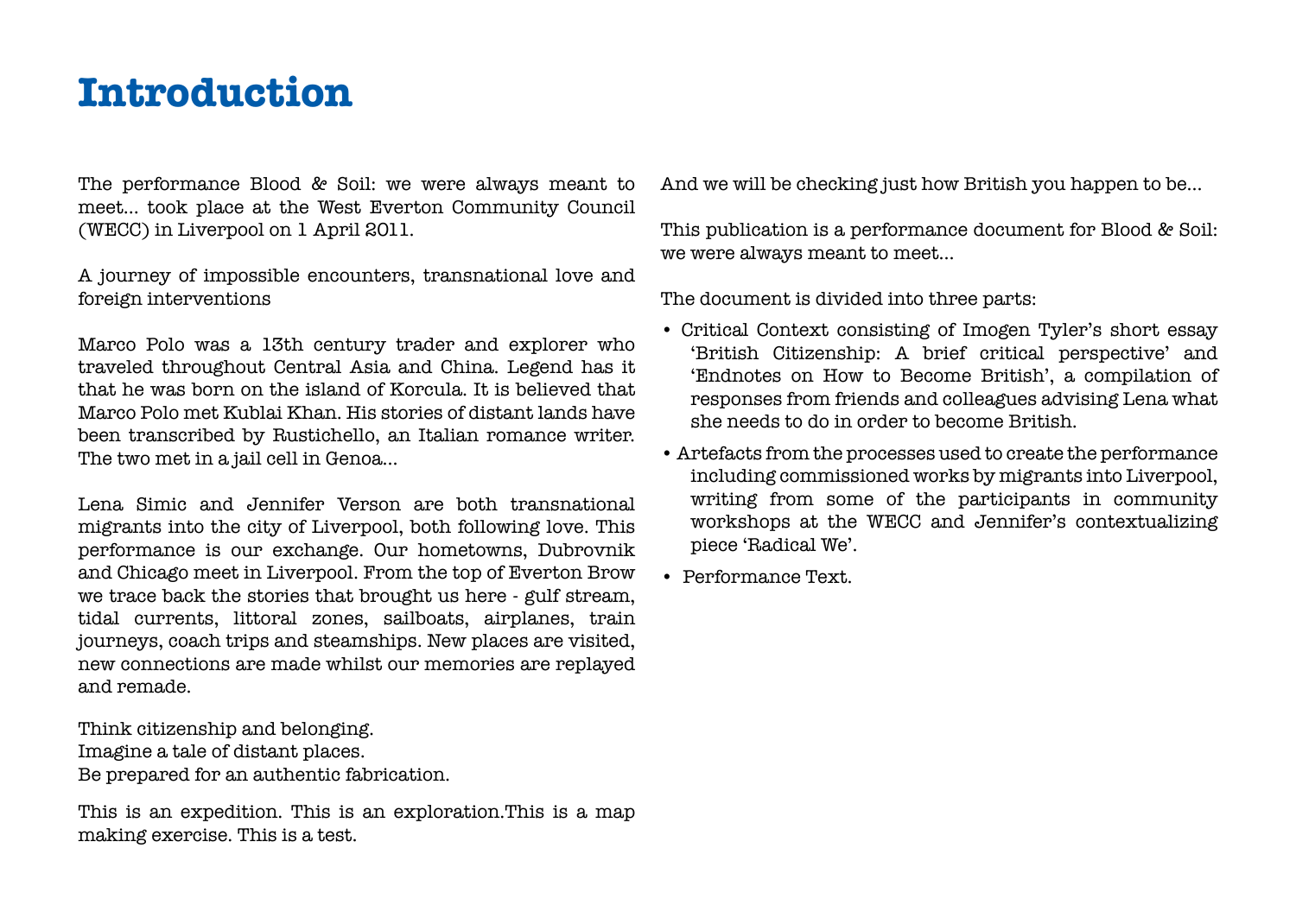# Introduction

The performance Blood & Soil: we were always meant to meet... took place at the West Everton Community Council (WECC) in Liverpool on 1 April 2011.

A journey of impossible encounters, transnational love and foreign interventions

Marco Polo was a 13th century trader and explorer who traveled throughout Central Asia and China. Legend has it that he was born on the island of Korcula. It is believed that Marco Polo met Kublai Khan. His stories of distant lands have been transcribed by Rustichello, an Italian romance writer. The two met in a jail cell in Genoa...

Lena Simic and Jennifer Verson are both transnational migrants into the city of Liverpool, both following love. This performance is our exchange. Our hometowns, Dubrovnik and Chicago meet in Liverpool. From the top of Everton Brow we trace back the stories that brought us here - gulf stream, tidal currents, littoral zones, sailboats, airplanes, train journeys, coach trips and steamships. New places are visited, new connections are made whilst our memories are replayed and remade.

Think citizenship and belonging.
Imagine a tale of distant places.
Be prepared for an authentic fabrication.

This is an expedition. This is an exploration.This is a map making exercise. This is a test.

And we will be checking just how British you happen to be...

This publication is a performance document for Blood & Soil: we were always meant to meet...

The document is divided into three parts:

- Critical Context consisting of Imogen Tyler's short essay 'British Citizenship: A brief critical perspective' and 'Endnotes on How to Become British', a compilation of responses from friends and colleagues advising Lena what she needs to do in order to become British.
- Artefacts from the processes used to create the performance including commissioned works by migrants into Liverpool, writing from some of the participants in community workshops at the WECC and Jennifer's contextualizing piece 'Radical We'.
- Performance Text.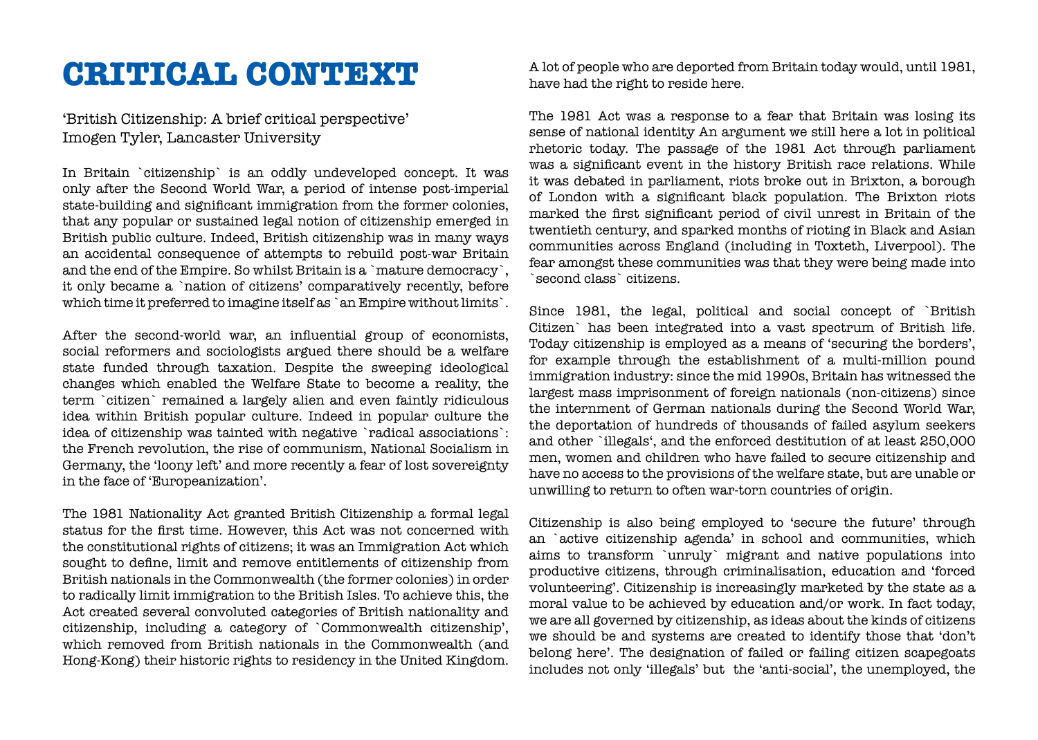# CRITICAL CONTEXT

'British Citizenship: A brief critical perspective'
Imogen Tyler, Lancaster University

In Britain `citizenship` is an oddly undeveloped concept. It was only after the Second World War, a period of intense post-imperial state-building and significant immigration from the former colonies, that any popular or sustained legal notion of citizenship emerged in British public culture. Indeed, British citizenship was in many ways an accidental consequence of attempts to rebuild post-war Britain and the end of the Empire. So whilst Britain is a `mature democracy`, it only became a `nation of citizens' comparatively recently, before which time it preferred to imagine itself as `an Empire without limits`.

After the second-world war, an influential group of economists, social reformers and sociologists argued there should be a welfare state funded through taxation. Despite the sweeping ideological changes which enabled the Welfare State to become a reality, the term `citizen` remained a largely alien and even faintly ridiculous idea within British popular culture. Indeed in popular culture the idea of citizenship was tainted with negative `radical associations`: the French revolution, the rise of communism, National Socialism in Germany, the 'loony left' and more recently a fear of lost sovereignty in the face of 'Europeanization'.

The 1981 Nationality Act granted British Citizenship a formal legal status for the first time. However, this Act was not concerned with the constitutional rights of citizens; it was an Immigration Act which sought to define, limit and remove entitlements of citizenship from British nationals in the Commonwealth (the former colonies) in order to radically limit immigration to the British Isles. To achieve this, the Act created several convoluted categories of British nationality and citizenship, including a category of `Commonwealth citizenship', which removed from British nationals in the Commonwealth (and Hong-Kong) their historic rights to residency in the United Kingdom. A lot of people who are deported from Britain today would, until 1981, have had the right to reside here.

The 1981 Act was a response to a fear that Britain was losing its sense of national identity An argument we still here a lot in political rhetoric today. The passage of the 1981 Act through parliament was a significant event in the history British race relations. While it was debated in parliament, riots broke out in Brixton, a borough of London with a significant black population. The Brixton riots marked the first significant period of civil unrest in Britain of the twentieth century, and sparked months of rioting in Black and Asian communities across England (including in Toxteth, Liverpool). The fear amongst these communities was that they were being made into `second class` citizens.

Since 1981, the legal, political and social concept of `British Citizen` has been integrated into a vast spectrum of British life. Today citizenship is employed as a means of 'securing the borders', for example through the establishment of a multi-million pound immigration industry: since the mid 1990s, Britain has witnessed the largest mass imprisonment of foreign nationals (non-citizens) since the internment of German nationals during the Second World War, the deportation of hundreds of thousands of failed asylum seekers and other `illegals', and the enforced destitution of at least 250,000 men, women and children who have failed to secure citizenship and have no access to the provisions of the welfare state, but are unable or unwilling to return to often war-torn countries of origin.

Citizenship is also being employed to 'secure the future' through an `active citizenship agenda' in school and communities, which aims to transform `unruly` migrant and native populations into productive citizens, through criminalisation, education and 'forced volunteering'. Citizenship is increasingly marketed by the state as a moral value to be achieved by education and/or work. In fact today, we are all governed by citizenship, as ideas about the kinds of citizens we should be and systems are created to identify those that 'don't belong here'. The designation of failed or failing citizen scapegoats includes not only 'illegals' but the 'anti-social', the unemployed, the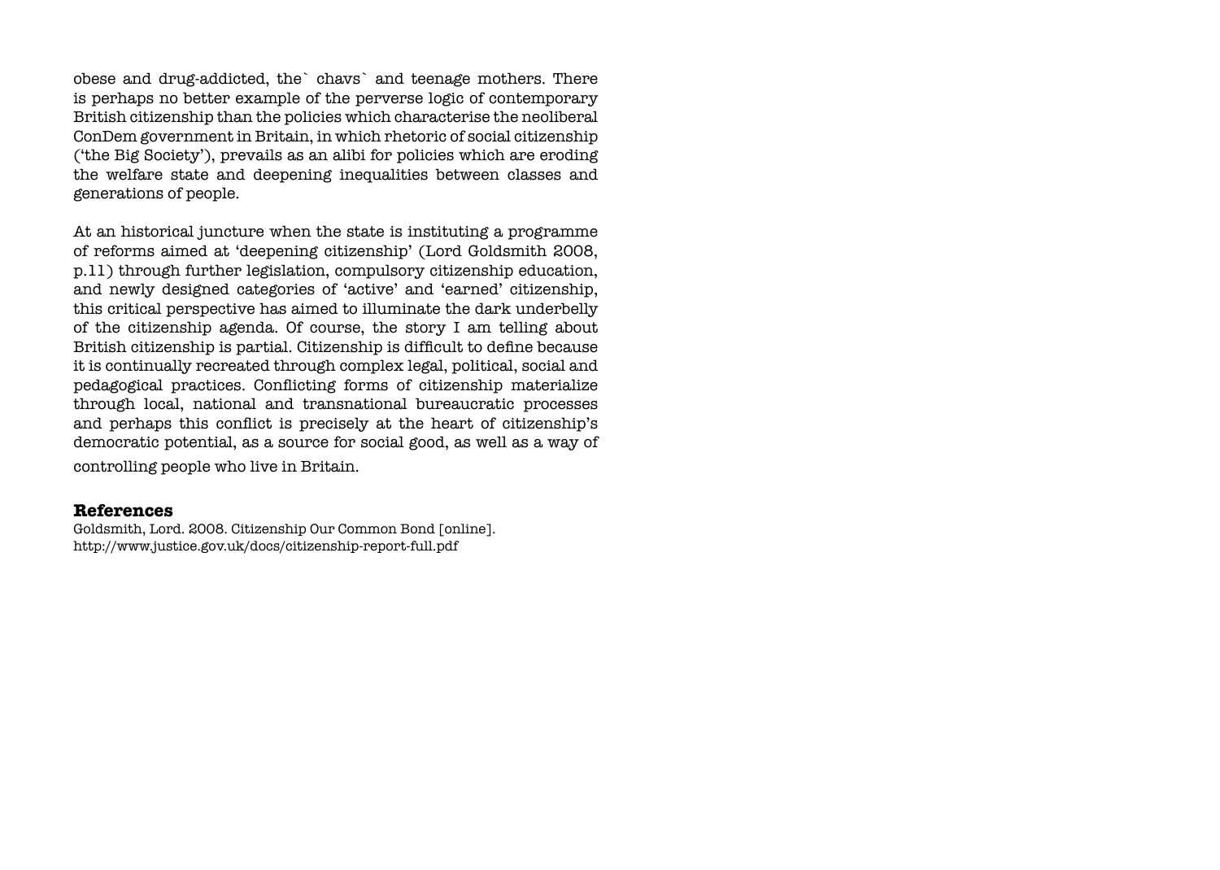obese and drug-addicted, the` chavs` and teenage mothers. There is perhaps no better example of the perverse logic of contemporary British citizenship than the policies which characterise the neoliberal ConDem government in Britain, in which rhetoric of social citizenship ('the Big Society'), prevails as an alibi for policies which are eroding the welfare state and deepening inequalities between classes and generations of people.

At an historical juncture when the state is instituting a programme of reforms aimed at 'deepening citizenship' (Lord Goldsmith 2008, p.11) through further legislation, compulsory citizenship education, and newly designed categories of 'active' and 'earned' citizenship, this critical perspective has aimed to illuminate the dark underbelly of the citizenship agenda. Of course, the story I am telling about British citizenship is partial. Citizenship is difficult to define because it is continually recreated through complex legal, political, social and pedagogical practices. Conflicting forms of citizenship materialize through local, national and transnational bureaucratic processes and perhaps this conflict is precisely at the heart of citizenship's democratic potential, as a source for social good, as well as a way of controlling people who live in Britain.

## References

Goldsmith, Lord. 2008. Citizenship Our Common Bond [online]. http://www.justice.gov.uk/docs/citizenship-report-full.pdf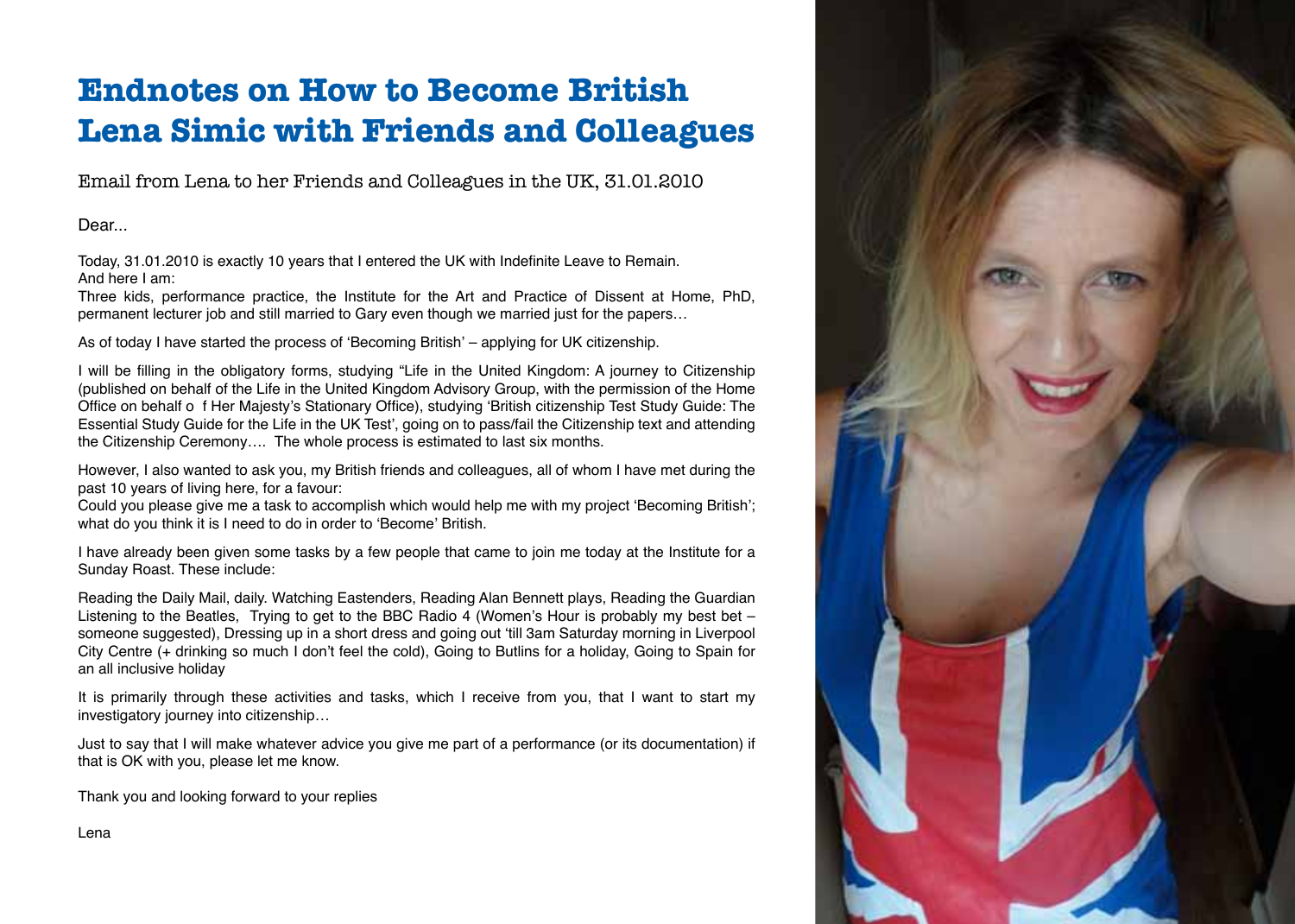# Endnotes on How to Become British
# Lena Simic with Friends and Colleagues

## Email from Lena to her Friends and Colleagues in the UK, 31.01.2010

Dear...

Today, 31.01.2010 is exactly 10 years that I entered the UK with Indefinite Leave to Remain.
And here I am:
Three kids, performance practice, the Institute for the Art and Practice of Dissent at Home, PhD, permanent lecturer job and still married to Gary even though we married just for the papers…

As of today I have started the process of 'Becoming British' – applying for UK citizenship.

I will be filling in the obligatory forms, studying "Life in the United Kingdom: A journey to Citizenship (published on behalf of the Life in the United Kingdom Advisory Group, with the permission of the Home Office on behalf o f Her Majesty's Stationary Office), studying 'British citizenship Test Study Guide: The Essential Study Guide for the Life in the UK Test', going on to pass/fail the Citizenship text and attending the Citizenship Ceremony…. The whole process is estimated to last six months.

However, I also wanted to ask you, my British friends and colleagues, all of whom I have met during the past 10 years of living here, for a favour:
Could you please give me a task to accomplish which would help me with my project 'Becoming British'; what do you think it is I need to do in order to 'Become' British.

I have already been given some tasks by a few people that came to join me today at the Institute for a Sunday Roast. These include:

Reading the Daily Mail, daily. Watching Eastenders, Reading Alan Bennett plays, Reading the Guardian Listening to the Beatles, Trying to get to the BBC Radio 4 (Women's Hour is probably my best bet – someone suggested), Dressing up in a short dress and going out 'till 3am Saturday morning in Liverpool City Centre (+ drinking so much I don't feel the cold), Going to Butlins for a holiday, Going to Spain for an all inclusive holiday

It is primarily through these activities and tasks, which I receive from you, that I want to start my investigatory journey into citizenship…

Just to say that I will make whatever advice you give me part of a performance (or its documentation) if that is OK with you, please let me know.

Thank you and looking forward to your replies

Lena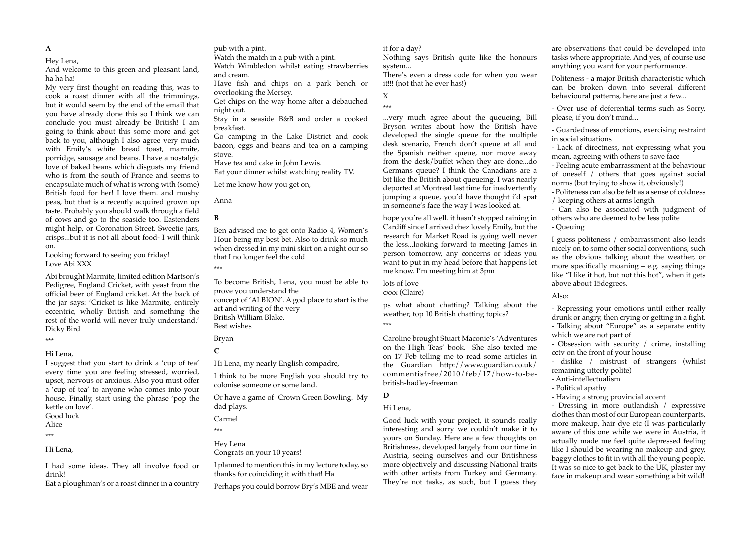**A**

Hey Lena,

And welcome to this green and pleasant land, ha ha ha!

My very first thought on reading this, was to cook a roast dinner with all the trimmings, but it would seem by the end of the email that you have already done this so I think we can conclude you must already be British! I am going to think about this some more and get back to you, although I also agree very much with Emily's white bread toast, marmite, porridge, sausage and beans. I have a nostalgic love of baked beans which disgusts my friend who is from the south of France and seems to encapsulate much of what is wrong with (some) British food for her! I love them. and mushy peas, but that is a recently acquired grown up taste. Probably you should walk through a field of cows and go to the seaside too. Eastenders might help, or Coronation Street. Sweetie jars, crisps...but it is not all about food- I will think on.

Looking forward to seeing you friday!
Love Abi XXX

Abi brought Marmite, limited edition Martson's Pedigree, England Cricket, with yeast from the official beer of England cricket. At the back of the jar says: 'Cricket is like Marmite, entirely eccentric, wholly British and something the rest of the world will never truly understand.' Dicky Bird

***

Hi Lena,

I suggest that you start to drink a 'cup of tea' every time you are feeling stressed, worried, upset, nervous or anxious. Also you must offer a 'cup of tea' to anyone who comes into your house. Finally, start using the phrase 'pop the kettle on love'.

Good luck
Alice

***

Hi Lena,

I had some ideas. They all involve food or drink!

Eat a ploughman's or a roast dinner in a country pub with a pint.
Watch the match in a pub with a pint.
Watch Wimbledon whilst eating strawberries and cream.
Have fish and chips on a park bench or overlooking the Mersey.
Get chips on the way home after a debauched night out.
Stay in a seaside B&B and order a cooked breakfast.
Go camping in the Lake District and cook bacon, eggs and beans and tea on a camping stove.
Have tea and cake in John Lewis.
Eat your dinner whilst watching reality TV.

Let me know how you get on,

Anna

**B**

Ben advised me to get onto Radio 4, Women's Hour being my best bet. Also to drink so much when dressed in my mini skirt on a night our so that I no longer feel the cold

***

To become British, Lena, you must be able to prove you understand the
concept of 'ALBION'. A god place to start is the art and writing of the very
British William Blake.
Best wishes

Bryan

**C**

Hi Lena, my nearly English compadre,

I think to be more English you should try to colonise someone or some land.

Or have a game of Crown Green Bowling. My dad plays.

Carmel

***

Hey Lena
Congrats on your 10 years!

I planned to mention this in my lecture today, so thanks for coinciding it with that! Ha

Perhaps you could borrow Bry's MBE and wear it for a day?

Nothing says British quite like the honours system...

There's even a dress code for when you wear it!!! (not that he ever has!)

X

***

...very much agree about the queueing, Bill Bryson writes about how the British have developed the single queue for the multiple desk scenario, French don't queue at all and the Spanish neither queue, nor move away from the desk/buffet when they are done...do Germans queue? I think the Canadians are a bit like the British about queueing. I was nearly deported at Montreal last time for inadvertently jumping a queue, you'd have thought i'd spat in someone's face the way I was looked at.

hope you're all well. it hasn't stopped raining in Cardiff since I arrived chez lovely Emily, but the research for Market Road is going well never the less...looking forward to meeting James in person tomorrow, any concerns or ideas you want to put in my head before that happens let me know. I'm meeting him at 3pm

lots of love
cxxx (Claire)

ps what about chatting? Talking about the weather, top 10 British chatting topics?

***

Caroline brought Stuart Maconie's 'Adventures on the High Teas' book. She also texted me on 17 Feb telling me to read some articles in the Guardian http://www.guardian.co.uk/commentisfree/2010/feb/17/how-to-be-british-hadley-freeman

**D**

Hi Lena,

Good luck with your project, it sounds really interesting and sorry we couldn't make it to yours on Sunday. Here are a few thoughts on Britishness, developed largely from our time in Austria, seeing ourselves and our Britishness more objectively and discussing National traits with other artists from Turkey and Germany. They're not tasks, as such, but I guess they are observations that could be developed into tasks where appropriate. And yes, of course use anything you want for your performance.

Politeness - a major British characteristic which can be broken down into several different behavioural patterns, here are just a few...

- Over use of deferential terms such as Sorry, please, if you don't mind...
- Guardedness of emotions, exercising restraint in social situations
- Lack of directness, not expressing what you mean, agreeing with others to save face
- Feeling acute embarrassment at the behaviour of oneself / others that goes against social norms (but trying to show it, obviously!)
- Politeness can also be felt as a sense of coldness / keeping others at arms length
- Can also be associated with judgment of others who are deemed to be less polite
- Queuing

I guess politeness / embarrassment also leads nicely on to some other social conventions, such as the obvious talking about the weather, or more specifically moaning – e.g. saying things like "I like it hot, but not this hot", when it gets above about 15degrees.

Also:

- Repressing your emotions until either really drunk or angry, then crying or getting in a fight.
- Talking about "Europe" as a separate entity which we are not part of
- Obsession with security / crime, installing cctv on the front of your house
- dislike / mistrust of strangers (whilst remaining utterly polite)
- Anti-intellectualism
- Political apathy
- Having a strong provincial accent
- Dressing in more outlandish / expressive clothes than most of our European counterparts, more makeup, hair dye etc (I was particularly aware of this one while we were in Austria, it actually made me feel quite depressed feeling like I should be wearing no makeup and grey, baggy clothes to fit in with all the young people. It was so nice to get back to the UK, plaster my face in makeup and wear something a bit wild!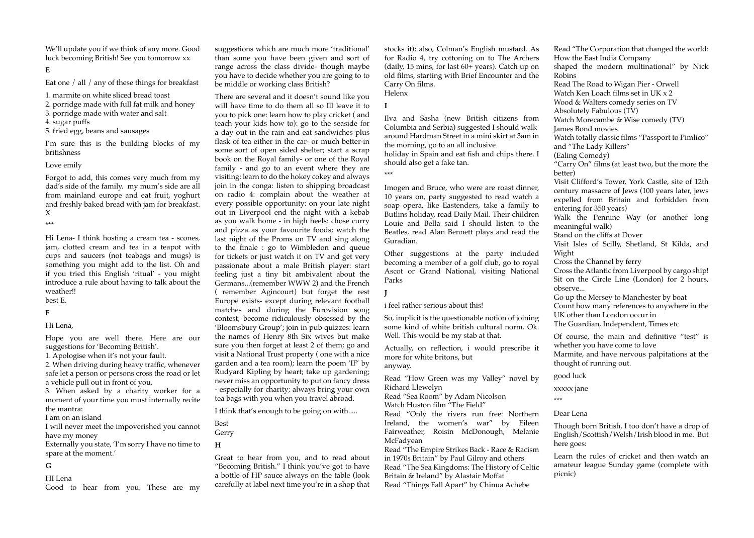We'll update you if we think of any more. Good luck becoming British! See you tomorrow xx

**E**

Eat one / all / any of these things for breakfast

1. marmite on white sliced bread toast
2. porridge made with full fat milk and honey
3. porridge made with water and salt
4. sugar puffs
5. fried egg, beans and sausages

I'm sure this is the building blocks of my britishness

Love emily

Forgot to add, this comes very much from my dad's side of the family. my mum's side are all from mainland europe and eat fruit, yoghurt and freshly baked bread with jam for breakfast. X

\*\*\*

Hi Lena- I think hosting a cream tea - scones, jam, clotted cream and tea in a teapot with cups and saucers (not teabags and mugs) is something you might add to the list. Oh and if you tried this English 'ritual' - you might introduce a rule about having to talk about the weather!!
best E.

**F**

Hi Lena,

Hope you are well there. Here are our suggestions for 'Becoming British'.

1. Apologise when it's not your fault.
2. When driving during heavy traffic, whenever safe let a person or persons cross the road or let a vehicle pull out in front of you.
3. When asked by a charity worker for a moment of your time you must internally recite the mantra:

I am on an island
I will never meet the impoverished you cannot have my money
Externally you state, 'I'm sorry I have no time to spare at the moment.'

**G**

HI Lena
Good to hear from you. These are my suggestions which are much more 'traditional' than some you have been given and sort of range across the class divide- though maybe you have to decide whether you are going to to be middle or working class British?

There are several and it doesn't sound like you will have time to do them all so Ill leave it to you to pick one: learn how to play cricket ( and teach your kids how to): go to the seaside for a day out in the rain and eat sandwiches plus flask of tea either in the car- or much better-in some sort of open sided shelter; start a scrap book on the Royal family- or one of the Royal family - and go to an event where they are visiting: learn to do the hokey cokey and always join in the conga: listen to shipping broadcast on radio 4: complain about the weather at every possible opportunity: on your late night out in Liverpool end the night with a kebab as you walk home - in high heels: chose curry and pizza as your favourite foods; watch the last night of the Proms on TV and sing along to the finale : go to Wimbledon and queue for tickets or just watch it on TV and get very passionate about a male British player: start feeling just a tiny bit ambivalent about the Germans...(remember WWW 2) and the French ( remember Agincourt) but forget the rest Europe exists- except during relevant football matches and during the Eurovision song contest; become ridiculously obsessed by the 'Bloomsbury Group'; join in pub quizzes: learn the names of Henry 8th Six wives but make sure you then forget at least 2 of them; go and visit a National Trust property ( one with a nice garden and a tea room); learn the poem 'IF' by Rudyard Kipling by heart; take up gardening; never miss an opportunity to put on fancy dress - especially for charity; always bring your own tea bags with you when you travel abroad.

I think that's enough to be going on with.....

Best
Gerry

**H**

Great to hear from you, and to read about "Becoming British." I think you've got to have a bottle of HP sauce always on the table (look carefully at label next time you're in a shop that stocks it); also, Colman's English mustard. As for Radio 4, try cottoning on to The Archers (daily, 15 mins, for last 60+ years). Catch up on old films, starting with Brief Encounter and the Carry On films.
Helenx

**I**

Ilva and Sasha (new British citizens from Columbia and Serbia) suggested I should walk around Hardman Street in a mini skirt at 3am in the morning, go to an all inclusive
holiday in Spain and eat fish and chips there. I should also get a fake tan.

\*\*\*

Imogen and Bruce, who were are roast dinner, 10 years on, party suggested to read watch a soap opera, like Eastenders, take a family to Butlins holiday, read Daily Mail. Their children Louie and Bella said I should listen to the Beatles, read Alan Bennett plays and read the Guradian.

Other suggestions at the party included becoming a member of a golf club, go to royal Ascot or Grand National, visiting National Parks

**J**

i feel rather serious about this!

So, implicit is the questionable notion of joining some kind of white british cultural norm. Ok. Well. This would be my stab at that.

Actually, on reflection, i would prescribe it more for white britons, but
anyway.

Read "How Green was my Valley" novel by Richard Llewelyn
Read "Sea Room" by Adam Nicolson
Watch Huston film "The Field"
Read "Only the rivers run free: Northern Ireland, the women's war" by Eileen Fairweather, Roisin McDonough, Melanie McFadyean
Read "The Empire Strikes Back - Race & Racism in 1970s Britain" by Paul Gilroy and others
Read "The Sea Kingdoms: The History of Celtic Britain & Ireland" by Alastair Moffat
Read "Things Fall Apart" by Chinua Achebe
Read "The Corporation that changed the world: How the East India Company
shaped the modern multinational" by Nick Robins
Read The Road to Wigan Pier - Orwell
Watch Ken Loach films set in UK x 2
Wood & Walters comedy series on TV
Absolutely Fabulous (TV)
Watch Morecambe & Wise comedy (TV)
James Bond movies
Watch totally classic films "Passport to Pimlico" and "The Lady Killers"
(Ealing Comedy)
"Carry On" films (at least two, but the more the better)
Visit Clifford's Tower, York Castle, site of 12th century massacre of Jews (100 years later, jews expelled from Britain and forbidden from entering for 350 years)
Walk the Pennine Way (or another long meaningful walk)
Stand on the cliffs at Dover
Visit Isles of Scilly, Shetland, St Kilda, and Wight
Cross the Channel by ferry
Cross the Atlantic from Liverpool by cargo ship!
Sit on the Circle Line (London) for 2 hours, observe...
Go up the Mersey to Manchester by boat
Count how many references to anywhere in the UK other than London occur in
The Guardian, Independent, Times etc

Of course, the main and definitive "test" is whether you have come to love
Marmite, and have nervous palpitations at the thought of running out.

good luck

xxxxx jane

\*\*\*

Dear Lena

Though born British, I too don't have a drop of English/Scottish/Welsh/Irish blood in me. But here goes:

Learn the rules of cricket and then watch an amateur league Sunday game (complete with picnic)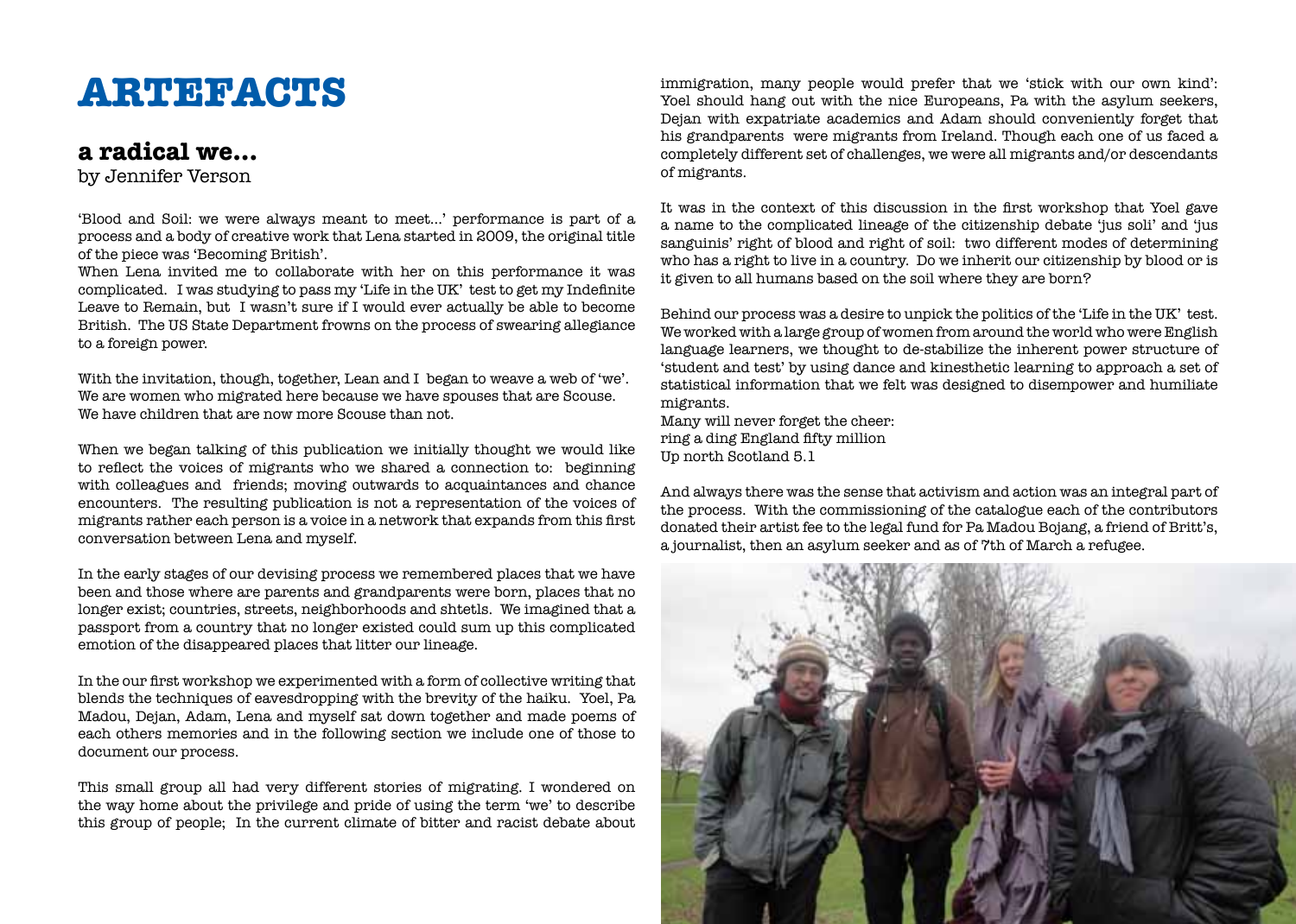# ARTEFACTS

## a radical we...

by Jennifer Verson

'Blood and Soil: we were always meant to meet...' performance is part of a process and a body of creative work that Lena started in 2009, the original title of the piece was 'Becoming British'.

When Lena invited me to collaborate with her on this performance it was complicated. I was studying to pass my 'Life in the UK' test to get my Indefinite Leave to Remain, but I wasn't sure if I would ever actually be able to become British. The US State Department frowns on the process of swearing allegiance to a foreign power.

With the invitation, though, together, Lean and I began to weave a web of 'we'. We are women who migrated here because we have spouses that are Scouse. We have children that are now more Scouse than not.

When we began talking of this publication we initially thought we would like to reflect the voices of migrants who we shared a connection to: beginning with colleagues and friends; moving outwards to acquaintances and chance encounters. The resulting publication is not a representation of the voices of migrants rather each person is a voice in a network that expands from this first conversation between Lena and myself.

In the early stages of our devising process we remembered places that we have been and those where are parents and grandparents were born, places that no longer exist; countries, streets, neighborhoods and shtetls. We imagined that a passport from a country that no longer existed could sum up this complicated emotion of the disappeared places that litter our lineage.

In the our first workshop we experimented with a form of collective writing that blends the techniques of eavesdropping with the brevity of the haiku. Yoel, Pa Madou, Dejan, Adam, Lena and myself sat down together and made poems of each others memories and in the following section we include one of those to document our process.

This small group all had very different stories of migrating. I wondered on the way home about the privilege and pride of using the term 'we' to describe this group of people; In the current climate of bitter and racist debate about immigration, many people would prefer that we 'stick with our own kind': Yoel should hang out with the nice Europeans, Pa with the asylum seekers, Dejan with expatriate academics and Adam should conveniently forget that his grandparents were migrants from Ireland. Though each one of us faced a completely different set of challenges, we were all migrants and/or descendants of migrants.

It was in the context of this discussion in the first workshop that Yoel gave a name to the complicated lineage of the citizenship debate 'jus soli' and 'jus sanguinis' right of blood and right of soil: two different modes of determining who has a right to live in a country. Do we inherit our citizenship by blood or is it given to all humans based on the soil where they are born?

Behind our process was a desire to unpick the politics of the 'Life in the UK' test. We worked with a large group of women from around the world who were English language learners, we thought to de-stabilize the inherent power structure of 'student and test' by using dance and kinesthetic learning to approach a set of statistical information that we felt was designed to disempower and humiliate migrants.

Many will never forget the cheer:
ring a ding England fifty million
Up north Scotland 5.1

And always there was the sense that activism and action was an integral part of the process. With the commissioning of the catalogue each of the contributors donated their artist fee to the legal fund for Pa Madou Bojang, a friend of Britt's, a journalist, then an asylum seeker and as of 7th of March a refugee.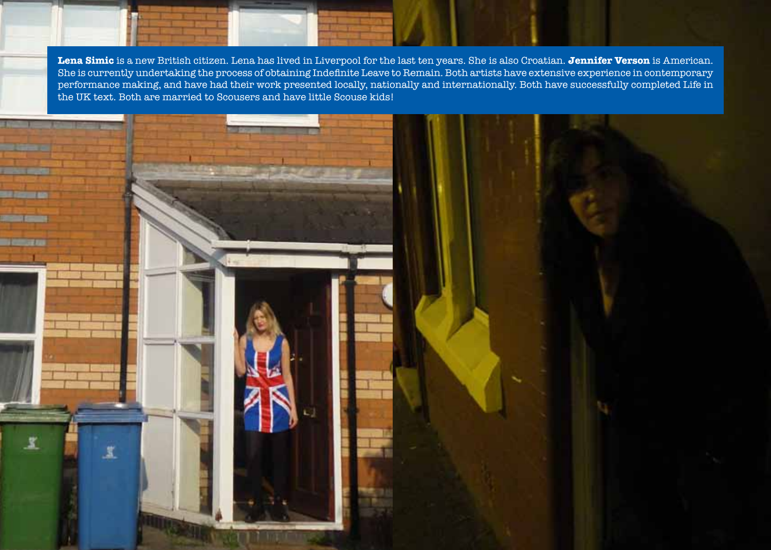**Lena Simic** is a new British citizen. Lena has lived in Liverpool for the last ten years. She is also Croatian. **Jennifer Verson** is American. She is currently undertaking the process of obtaining Indefinite Leave to Remain. Both artists have extensive experience in contemporary performance making, and have had their work presented locally, nationally and internationally. Both have successfully completed Life in the UK text. Both are married to Scousers and have little Scouse kids!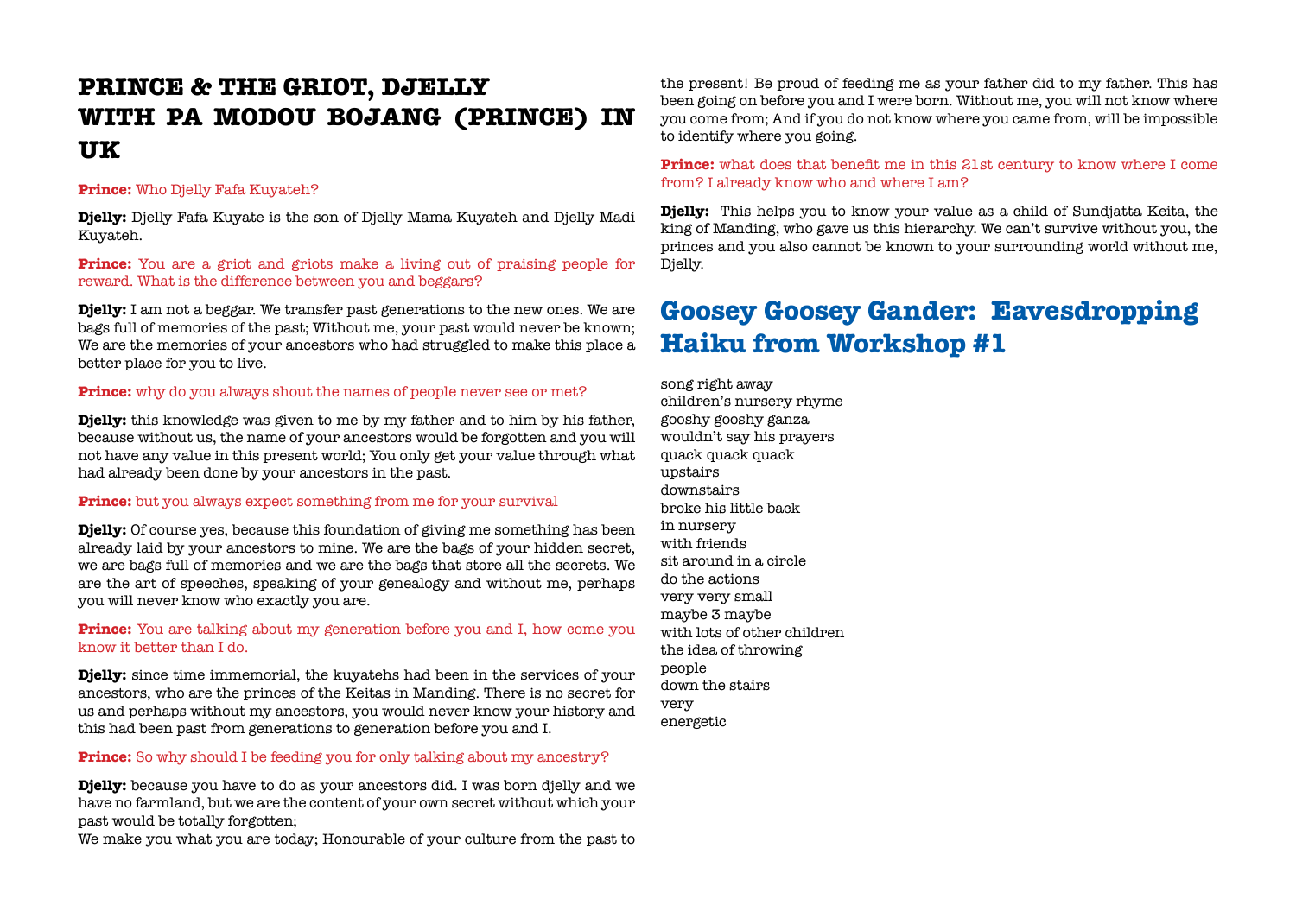# PRINCE & THE GRIOT, DJELLY WITH PA MODOU BOJANG (PRINCE) IN UK

**Prince:** Who Djelly Fafa Kuyateh?

**Djelly:** Djelly Fafa Kuyate is the son of Djelly Mama Kuyateh and Djelly Madi Kuyateh.

**Prince:** You are a griot and griots make a living out of praising people for reward. What is the difference between you and beggars?

**Djelly:** I am not a beggar. We transfer past generations to the new ones. We are bags full of memories of the past; Without me, your past would never be known; We are the memories of your ancestors who had struggled to make this place a better place for you to live.

**Prince:** why do you always shout the names of people never see or met?

**Djelly:** this knowledge was given to me by my father and to him by his father, because without us, the name of your ancestors would be forgotten and you will not have any value in this present world; You only get your value through what had already been done by your ancestors in the past.

**Prince:** but you always expect something from me for your survival

**Djelly:** Of course yes, because this foundation of giving me something has been already laid by your ancestors to mine. We are the bags of your hidden secret, we are bags full of memories and we are the bags that store all the secrets. We are the art of speeches, speaking of your genealogy and without me, perhaps you will never know who exactly you are.

**Prince:** You are talking about my generation before you and I, how come you know it better than I do.

**Djelly:** since time immemorial, the kuyatehs had been in the services of your ancestors, who are the princes of the Keitas in Manding. There is no secret for us and perhaps without my ancestors, you would never know your history and this had been past from generations to generation before you and I.

**Prince:** So why should I be feeding you for only talking about my ancestry?

**Djelly:** because you have to do as your ancestors did. I was born djelly and we have no farmland, but we are the content of your own secret without which your past would be totally forgotten;
We make you what you are today; Honourable of your culture from the past to the present! Be proud of feeding me as your father did to my father. This has been going on before you and I were born. Without me, you will not know where you come from; And if you do not know where you came from, will be impossible to identify where you going.

**Prince:** what does that benefit me in this 21st century to know where I come from? I already know who and where I am?

**Djelly:** This helps you to know your value as a child of Sundjatta Keita, the king of Manding, who gave us this hierarchy. We can't survive without you, the princes and you also cannot be known to your surrounding world without me, Djelly.

# Goosey Goosey Gander: Eavesdropping Haiku from Workshop #1

song right away  
children's nursery rhyme  
gooshy gooshy ganza  
wouldn't say his prayers  
quack quack quack  
upstairs  
downstairs  
broke his little back  
in nursery  
with friends  
sit around in a circle  
do the actions  
very very small  
maybe 3 maybe  
with lots of other children  
the idea of throwing  
people  
down the stairs  
very  
energetic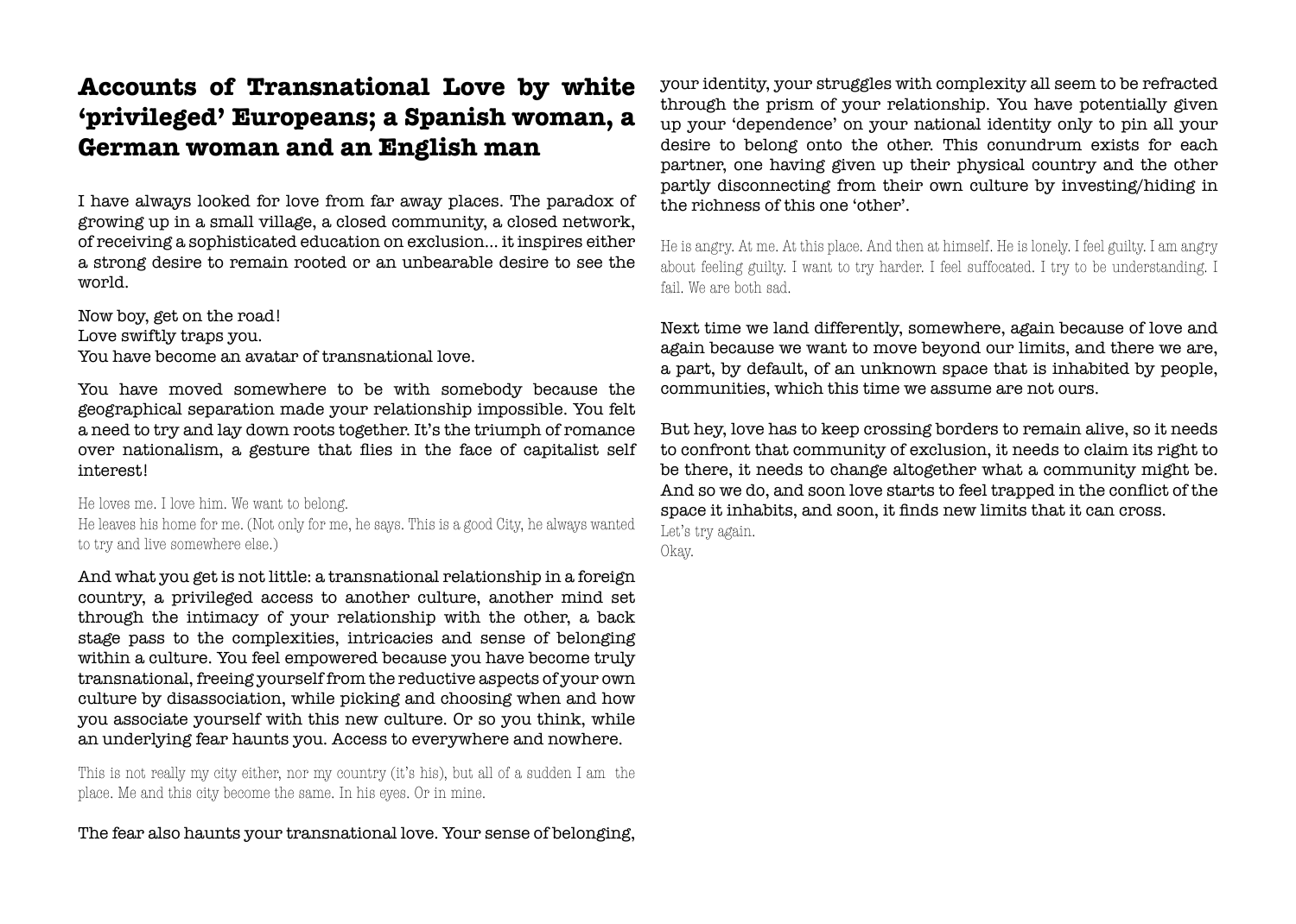# Accounts of Transnational Love by white 'privileged' Europeans; a Spanish woman, a German woman and an English man

I have always looked for love from far away places. The paradox of growing up in a small village, a closed community, a closed network, of receiving a sophisticated education on exclusion... it inspires either a strong desire to remain rooted or an unbearable desire to see the world.

Now boy, get on the road!
Love swiftly traps you.
You have become an avatar of transnational love.

You have moved somewhere to be with somebody because the geographical separation made your relationship impossible. You felt a need to try and lay down roots together. It's the triumph of romance over nationalism, a gesture that flies in the face of capitalist self interest!

He loves me. I love him. We want to belong.
He leaves his home for me. (Not only for me, he says. This is a good City, he always wanted to try and live somewhere else.)

And what you get is not little: a transnational relationship in a foreign country, a privileged access to another culture, another mind set through the intimacy of your relationship with the other, a back stage pass to the complexities, intricacies and sense of belonging within a culture. You feel empowered because you have become truly transnational, freeing yourself from the reductive aspects of your own culture by disassociation, while picking and choosing when and how you associate yourself with this new culture. Or so you think, while an underlying fear haunts you. Access to everywhere and nowhere.

This is not really my city either, nor my country (it's his), but all of a sudden I am the place. Me and this city become the same. In his eyes. Or in mine.

The fear also haunts your transnational love. Your sense of belonging, your identity, your struggles with complexity all seem to be refracted through the prism of your relationship. You have potentially given up your 'dependence' on your national identity only to pin all your desire to belong onto the other. This conundrum exists for each partner, one having given up their physical country and the other partly disconnecting from their own culture by investing/hiding in the richness of this one 'other'.

He is angry. At me. At this place. And then at himself. He is lonely. I feel guilty. I am angry about feeling guilty. I want to try harder. I feel suffocated. I try to be understanding. I fail. We are both sad.

Next time we land differently, somewhere, again because of love and again because we want to move beyond our limits, and there we are, a part, by default, of an unknown space that is inhabited by people, communities, which this time we assume are not ours.

But hey, love has to keep crossing borders to remain alive, so it needs to confront that community of exclusion, it needs to claim its right to be there, it needs to change altogether what a community might be. And so we do, and soon love starts to feel trapped in the conflict of the space it inhabits, and soon, it finds new limits that it can cross.
Let's try again.
Okay.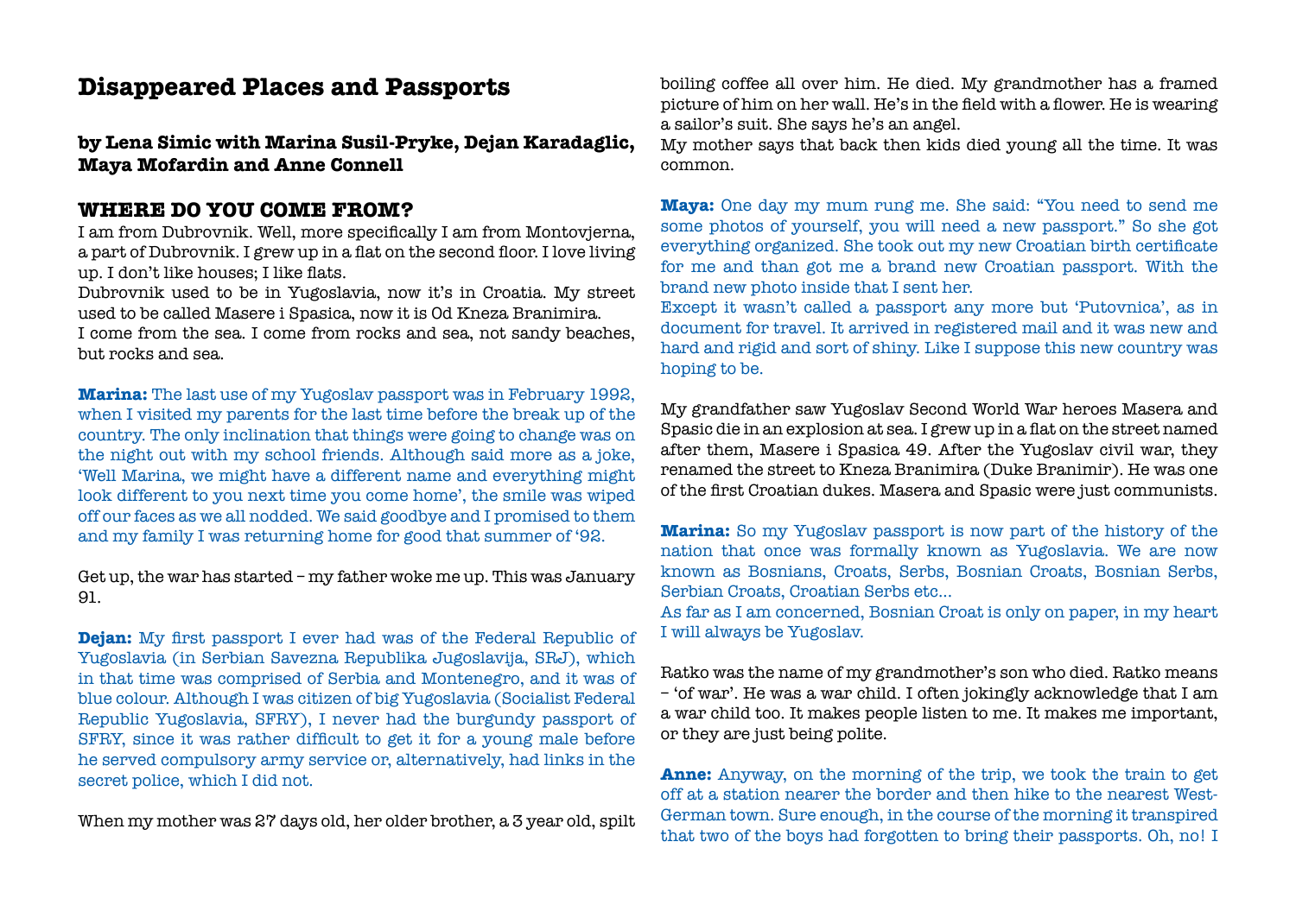# Disappeared Places and Passports

**by Lena Simic with Marina Susil-Pryke, Dejan Karadaglic, Maya Mofardin and Anne Connell**

## WHERE DO YOU COME FROM?

I am from Dubrovnik. Well, more specifically I am from Montovjerna, a part of Dubrovnik. I grew up in a flat on the second floor. I love living up. I don't like houses; I like flats.

Dubrovnik used to be in Yugoslavia, now it's in Croatia. My street used to be called Masere i Spasica, now it is Od Kneza Branimira.

I come from the sea. I come from rocks and sea, not sandy beaches, but rocks and sea.

**Marina:** The last use of my Yugoslav passport was in February 1992, when I visited my parents for the last time before the break up of the country. The only inclination that things were going to change was on the night out with my school friends. Although said more as a joke, 'Well Marina, we might have a different name and everything might look different to you next time you come home', the smile was wiped off our faces as we all nodded. We said goodbye and I promised to them and my family I was returning home for good that summer of '92.

Get up, the war has started – my father woke me up. This was January 91.

**Dejan:** My first passport I ever had was of the Federal Republic of Yugoslavia (in Serbian Savezna Republika Jugoslavija, SRJ), which in that time was comprised of Serbia and Montenegro, and it was of blue colour. Although I was citizen of big Yugoslavia (Socialist Federal Republic Yugoslavia, SFRY), I never had the burgundy passport of SFRY, since it was rather difficult to get it for a young male before he served compulsory army service or, alternatively, had links in the secret police, which I did not.

When my mother was 27 days old, her older brother, a 3 year old, spilt boiling coffee all over him. He died. My grandmother has a framed picture of him on her wall. He's in the field with a flower. He is wearing a sailor's suit. She says he's an angel.

My mother says that back then kids died young all the time. It was common.

**Maya:** One day my mum rung me. She said: "You need to send me some photos of yourself, you will need a new passport." So she got everything organized. She took out my new Croatian birth certificate for me and than got me a brand new Croatian passport. With the brand new photo inside that I sent her.

Except it wasn't called a passport any more but 'Putovnica', as in document for travel. It arrived in registered mail and it was new and hard and rigid and sort of shiny. Like I suppose this new country was hoping to be.

My grandfather saw Yugoslav Second World War heroes Masera and Spasic die in an explosion at sea. I grew up in a flat on the street named after them, Masere i Spasica 49. After the Yugoslav civil war, they renamed the street to Kneza Branimira (Duke Branimir). He was one of the first Croatian dukes. Masera and Spasic were just communists.

**Marina:** So my Yugoslav passport is now part of the history of the nation that once was formally known as Yugoslavia. We are now known as Bosnians, Croats, Serbs, Bosnian Croats, Bosnian Serbs, Serbian Croats, Croatian Serbs etc...

As far as I am concerned, Bosnian Croat is only on paper, in my heart I will always be Yugoslav.

Ratko was the name of my grandmother's son who died. Ratko means – 'of war'. He was a war child. I often jokingly acknowledge that I am a war child too. It makes people listen to me. It makes me important, or they are just being polite.

**Anne:** Anyway, on the morning of the trip, we took the train to get off at a station nearer the border and then hike to the nearest West-German town. Sure enough, in the course of the morning it transpired that two of the boys had forgotten to bring their passports. Oh, no! I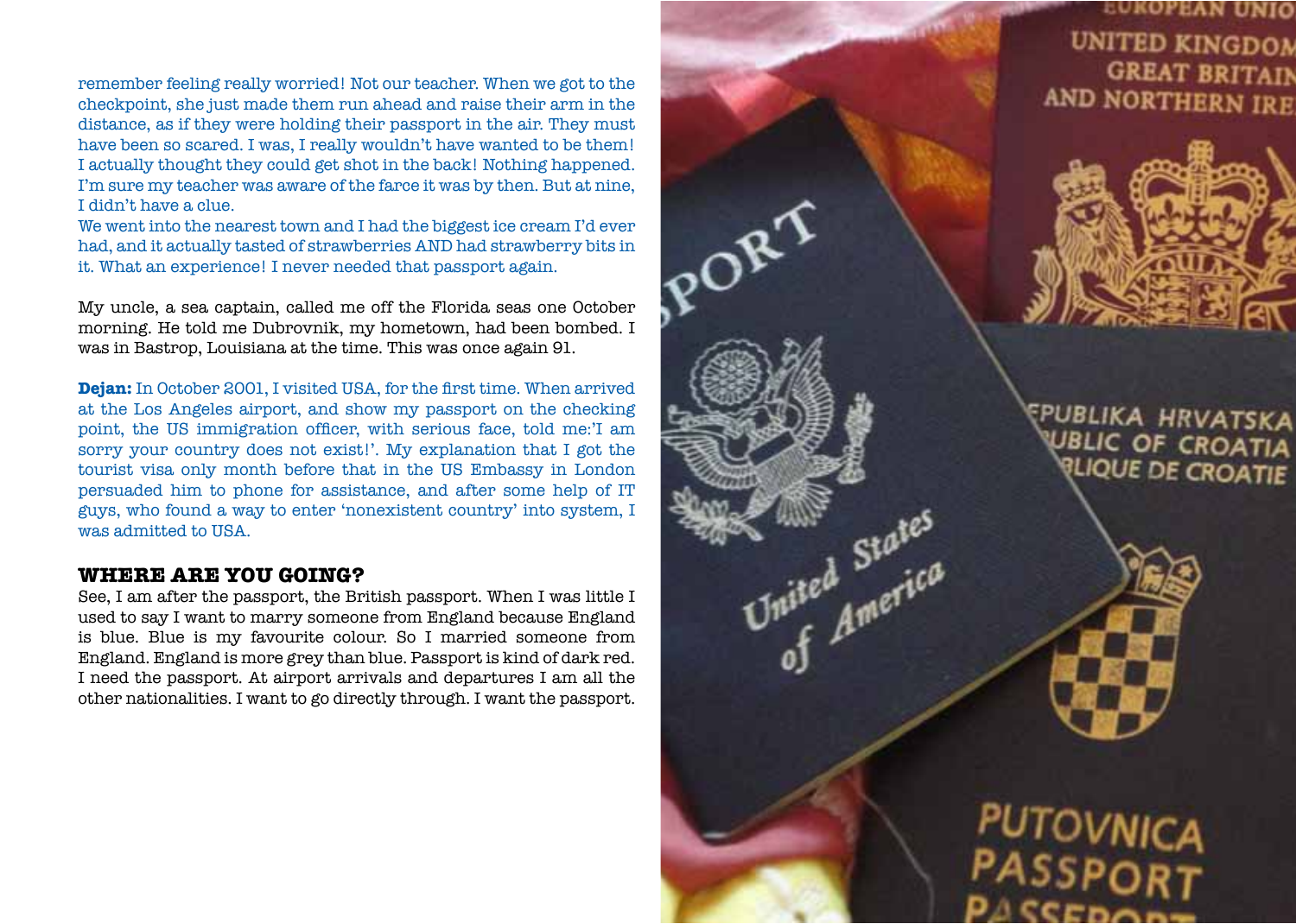remember feeling really worried! Not our teacher. When we got to the checkpoint, she just made them run ahead and raise their arm in the distance, as if they were holding their passport in the air. They must have been so scared. I was, I really wouldn't have wanted to be them! I actually thought they could get shot in the back! Nothing happened. I'm sure my teacher was aware of the farce it was by then. But at nine, I didn't have a clue.
We went into the nearest town and I had the biggest ice cream I'd ever had, and it actually tasted of strawberries AND had strawberry bits in it. What an experience! I never needed that passport again.

My uncle, a sea captain, called me off the Florida seas one October morning. He told me Dubrovnik, my hometown, had been bombed. I was in Bastrop, Louisiana at the time. This was once again 91.

**Dejan:** In October 2001, I visited USA, for the first time. When arrived at the Los Angeles airport, and show my passport on the checking point, the US immigration officer, with serious face, told me:'I am sorry your country does not exist!'. My explanation that I got the tourist visa only month before that in the US Embassy in London persuaded him to phone for assistance, and after some help of IT guys, who found a way to enter 'nonexistent country' into system, I was admitted to USA.

## WHERE ARE YOU GOING?

See, I am after the passport, the British passport. When I was little I used to say I want to marry someone from England because England is blue. Blue is my favourite colour. So I married someone from England. England is more grey than blue. Passport is kind of dark red. I need the passport. At airport arrivals and departures I am all the other nationalities. I want to go directly through. I want the passport.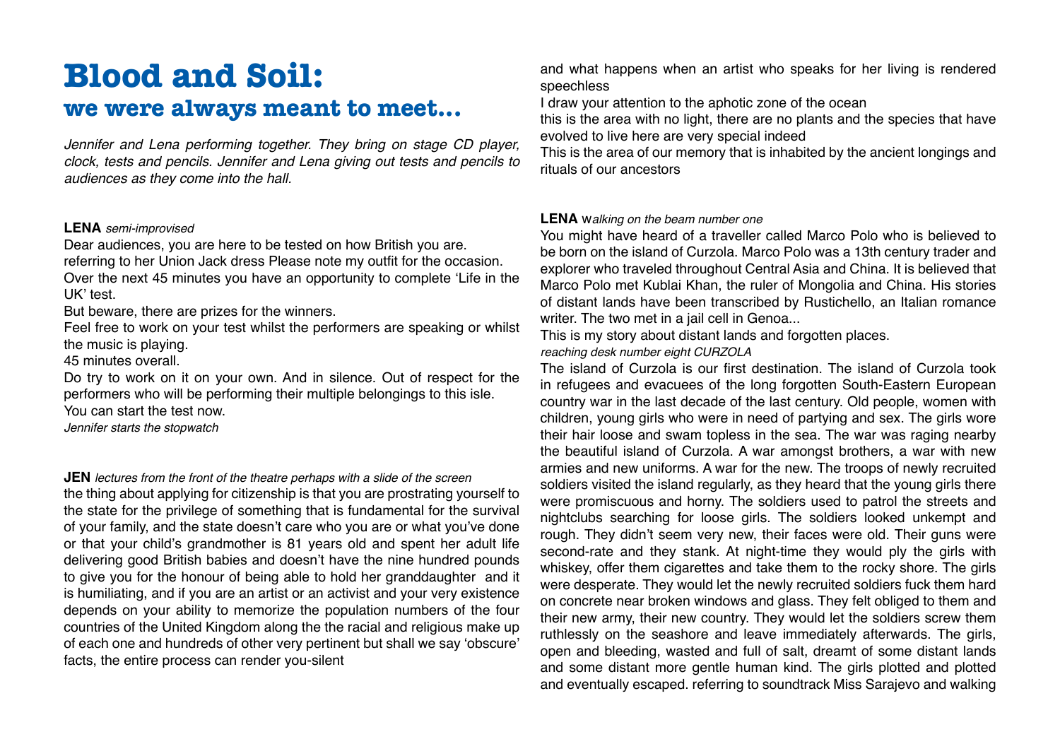# Blood and Soil:

## we were always meant to meet...

*Jennifer and Lena performing together. They bring on stage CD player, clock, tests and pencils. Jennifer and Lena giving out tests and pencils to audiences as they come into the hall.*

**LENA** *semi-improvised*

Dear audiences, you are here to be tested on how British you are.

referring to her Union Jack dress Please note my outfit for the occasion.

Over the next 45 minutes you have an opportunity to complete 'Life in the UK' test.

But beware, there are prizes for the winners.

Feel free to work on your test whilst the performers are speaking or whilst the music is playing.

45 minutes overall.

Do try to work on it on your own. And in silence. Out of respect for the performers who will be performing their multiple belongings to this isle.

You can start the test now.

*Jennifer starts the stopwatch*

**JEN** *lectures from the front of the theatre perhaps with a slide of the screen*

the thing about applying for citizenship is that you are prostrating yourself to the state for the privilege of something that is fundamental for the survival of your family, and the state doesn't care who you are or what you've done or that your child's grandmother is 81 years old and spent her adult life delivering good British babies and doesn't have the nine hundred pounds to give you for the honour of being able to hold her granddaughter and it is humiliating, and if you are an artist or an activist and your very existence depends on your ability to memorize the population numbers of the four countries of the United Kingdom along the the racial and religious make up of each one and hundreds of other very pertinent but shall we say 'obscure' facts, the entire process can render you-silent

and what happens when an artist who speaks for her living is rendered speechless

I draw your attention to the aphotic zone of the ocean

this is the area with no light, there are no plants and the species that have evolved to live here are very special indeed

This is the area of our memory that is inhabited by the ancient longings and rituals of our ancestors

**LENA** w*alking on the beam number one*

You might have heard of a traveller called Marco Polo who is believed to be born on the island of Curzola. Marco Polo was a 13th century trader and explorer who traveled throughout Central Asia and China. It is believed that Marco Polo met Kublai Khan, the ruler of Mongolia and China. His stories of distant lands have been transcribed by Rustichello, an Italian romance writer. The two met in a jail cell in Genoa...

This is my story about distant lands and forgotten places.

*reaching desk number eight CURZOLA*

The island of Curzola is our first destination. The island of Curzola took in refugees and evacuees of the long forgotten South-Eastern European country war in the last decade of the last century. Old people, women with children, young girls who were in need of partying and sex. The girls wore their hair loose and swam topless in the sea. The war was raging nearby the beautiful island of Curzola. A war amongst brothers, a war with new armies and new uniforms. A war for the new. The troops of newly recruited soldiers visited the island regularly, as they heard that the young girls there were promiscuous and horny. The soldiers used to patrol the streets and nightclubs searching for loose girls. The soldiers looked unkempt and rough. They didn't seem very new, their faces were old. Their guns were second-rate and they stank. At night-time they would ply the girls with whiskey, offer them cigarettes and take them to the rocky shore. The girls were desperate. They would let the newly recruited soldiers fuck them hard on concrete near broken windows and glass. They felt obliged to them and their new army, their new country. They would let the soldiers screw them ruthlessly on the seashore and leave immediately afterwards. The girls, open and bleeding, wasted and full of salt, dreamt of some distant lands and some distant more gentle human kind. The girls plotted and plotted and eventually escaped. referring to soundtrack Miss Sarajevo and walking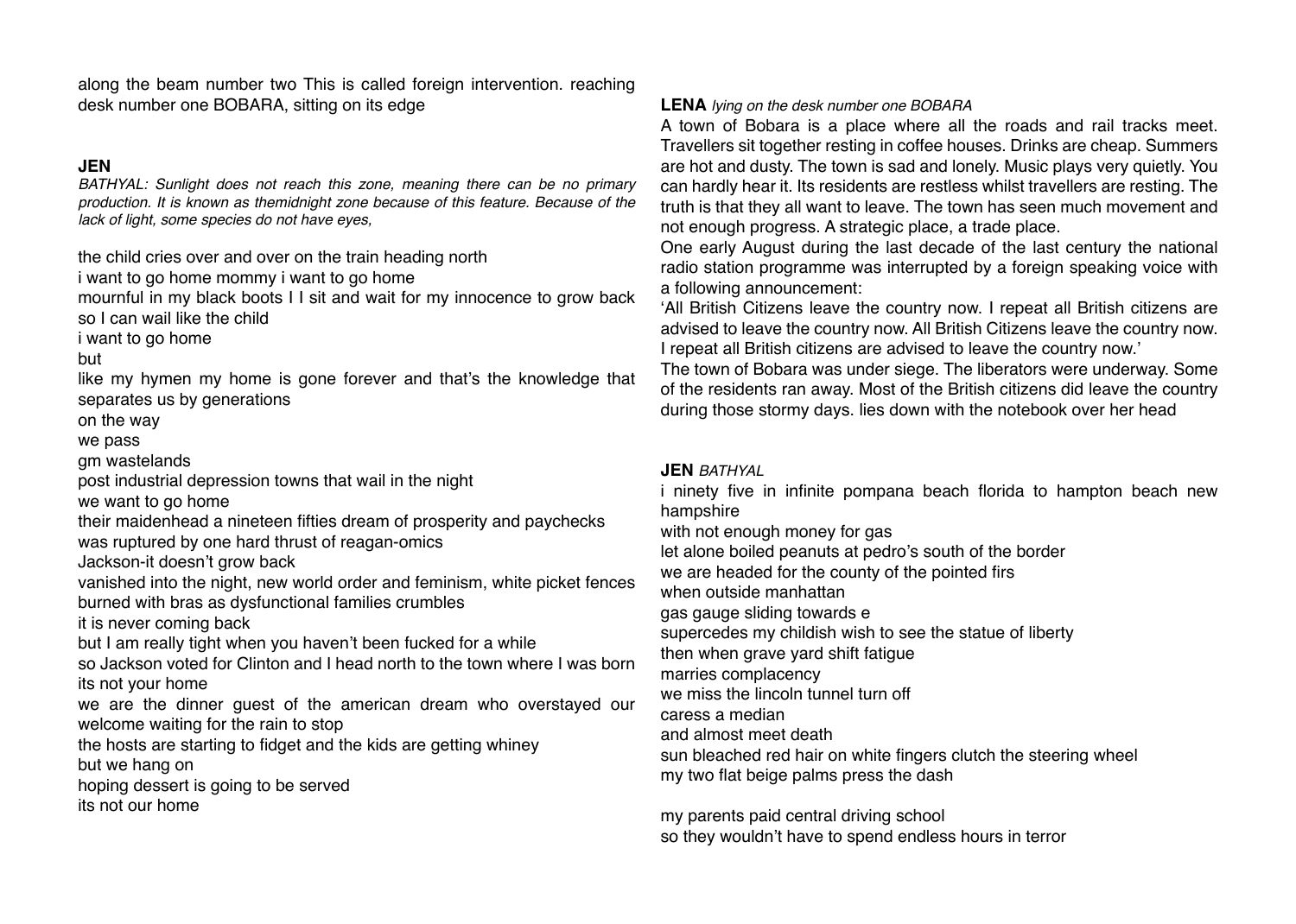along the beam number two This is called foreign intervention. reaching desk number one BOBARA, sitting on its edge

**JEN**

*BATHYAL: Sunlight does not reach this zone, meaning there can be no primary production. It is known as themidnight zone because of this feature. Because of the lack of light, some species do not have eyes,*

the child cries over and over on the train heading north
i want to go home mommy i want to go home
mournful in my black boots I I sit and wait for my innocence to grow back so I can wail like the child
i want to go home
but
like my hymen my home is gone forever and that's the knowledge that separates us by generations
on the way
we pass
gm wastelands
post industrial depression towns that wail in the night
we want to go home
their maidenhead a nineteen fifties dream of prosperity and paychecks
was ruptured by one hard thrust of reagan-omics
Jackson-it doesn't grow back
vanished into the night, new world order and feminism, white picket fences burned with bras as dysfunctional families crumbles
it is never coming back
but I am really tight when you haven't been fucked for a while
so Jackson voted for Clinton and I head north to the town where I was born
its not your home
we are the dinner guest of the american dream who overstayed our welcome waiting for the rain to stop
the hosts are starting to fidget and the kids are getting whiney
but we hang on
hoping dessert is going to be served
its not our home

**LENA** *lying on the desk number one BOBARA*

A town of Bobara is a place where all the roads and rail tracks meet. Travellers sit together resting in coffee houses. Drinks are cheap. Summers are hot and dusty. The town is sad and lonely. Music plays very quietly. You can hardly hear it. Its residents are restless whilst travellers are resting. The truth is that they all want to leave. The town has seen much movement and not enough progress. A strategic place, a trade place.

One early August during the last decade of the last century the national radio station programme was interrupted by a foreign speaking voice with a following announcement:

'All British Citizens leave the country now. I repeat all British citizens are advised to leave the country now. All British Citizens leave the country now. I repeat all British citizens are advised to leave the country now.'

The town of Bobara was under siege. The liberators were underway. Some of the residents ran away. Most of the British citizens did leave the country during those stormy days. lies down with the notebook over her head

**JEN** *BATHYAL*

i ninety five in infinite pompana beach florida to hampton beach new hampshire
with not enough money for gas
let alone boiled peanuts at pedro's south of the border
we are headed for the county of the pointed firs
when outside manhattan
gas gauge sliding towards e
supercedes my childish wish to see the statue of liberty
then when grave yard shift fatigue
marries complacency
we miss the lincoln tunnel turn off
caress a median
and almost meet death
sun bleached red hair on white fingers clutch the steering wheel
my two flat beige palms press the dash

my parents paid central driving school
so they wouldn't have to spend endless hours in terror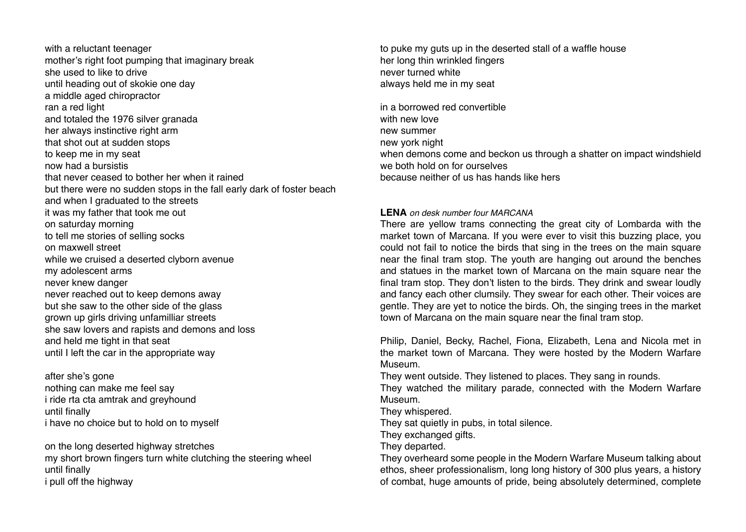with a reluctant teenager
mother's right foot pumping that imaginary break
she used to like to drive
until heading out of skokie one day
a middle aged chiropractor
ran a red light
and totaled the 1976 silver granada
her always instinctive right arm
that shot out at sudden stops
to keep me in my seat
now had a bursistis
that never ceased to bother her when it rained
but there were no sudden stops in the fall early dark of foster beach
and when I graduated to the streets
it was my father that took me out
on saturday morning
to tell me stories of selling socks
on maxwell street
while we cruised a deserted clyborn avenue
my adolescent arms
never knew danger
never reached out to keep demons away
but she saw to the other side of the glass
grown up girls driving unfamilliar streets
she saw lovers and rapists and demons and loss
and held me tight in that seat
until I left the car in the appropriate way

after she's gone
nothing can make me feel say
i ride rta cta amtrak and greyhound
until finally
i have no choice but to hold on to myself

on the long deserted highway stretches
my short brown fingers turn white clutching the steering wheel
until finally
i pull off the highway
to puke my guts up in the deserted stall of a waffle house
her long thin wrinkled fingers
never turned white
always held me in my seat

in a borrowed red convertible
with new love
new summer
new york night
when demons come and beckon us through a shatter on impact windshield
we both hold on for ourselves
because neither of us has hands like hers

**LENA** *on desk number four MARCANA*

There are yellow trams connecting the great city of Lombarda with the market town of Marcana. If you were ever to visit this buzzing place, you could not fail to notice the birds that sing in the trees on the main square near the final tram stop. The youth are hanging out around the benches and statues in the market town of Marcana on the main square near the final tram stop. They don't listen to the birds. They drink and swear loudly and fancy each other clumsily. They swear for each other. Their voices are gentle. They are yet to notice the birds. Oh, the singing trees in the market town of Marcana on the main square near the final tram stop.

Philip, Daniel, Becky, Rachel, Fiona, Elizabeth, Lena and Nicola met in the market town of Marcana. They were hosted by the Modern Warfare Museum.
They went outside. They listened to places. They sang in rounds.
They watched the military parade, connected with the Modern Warfare Museum.
They whispered.
They sat quietly in pubs, in total silence.
They exchanged gifts.
They departed.
They overheard some people in the Modern Warfare Museum talking about ethos, sheer professionalism, long long history of 300 plus years, a history of combat, huge amounts of pride, being absolutely determined, complete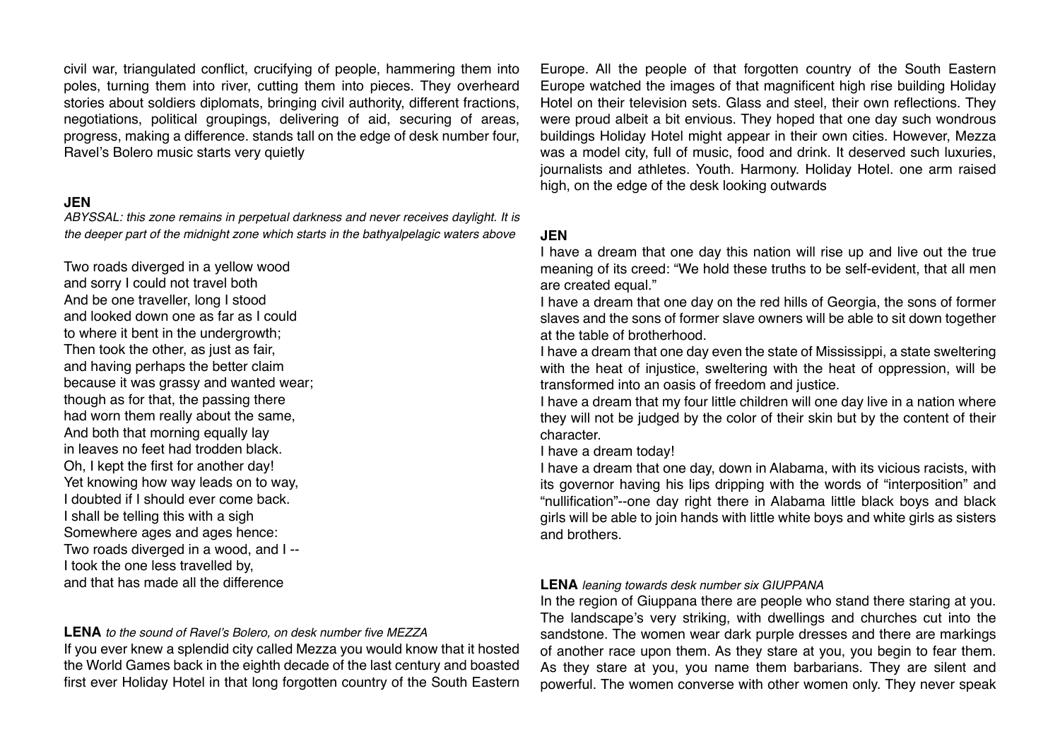civil war, triangulated conflict, crucifying of people, hammering them into poles, turning them into river, cutting them into pieces. They overheard stories about soldiers diplomats, bringing civil authority, different fractions, negotiations, political groupings, delivering of aid, securing of areas, progress, making a difference. stands tall on the edge of desk number four, Ravel's Bolero music starts very quietly

**JEN**
*ABYSSAL: this zone remains in perpetual darkness and never receives daylight. It is the deeper part of the midnight zone which starts in the bathyalpelagic waters above*

Two roads diverged in a yellow wood
and sorry I could not travel both
And be one traveller, long I stood
and looked down one as far as I could
to where it bent in the undergrowth;
Then took the other, as just as fair,
and having perhaps the better claim
because it was grassy and wanted wear;
though as for that, the passing there
had worn them really about the same,
And both that morning equally lay
in leaves no feet had trodden black.
Oh, I kept the first for another day!
Yet knowing how way leads on to way,
I doubted if I should ever come back.
I shall be telling this with a sigh
Somewhere ages and ages hence:
Two roads diverged in a wood, and I --
I took the one less travelled by,
and that has made all the difference

**LENA** *to the sound of Ravel's Bolero, on desk number five MEZZA*
If you ever knew a splendid city called Mezza you would know that it hosted the World Games back in the eighth decade of the last century and boasted first ever Holiday Hotel in that long forgotten country of the South Eastern Europe. All the people of that forgotten country of the South Eastern Europe watched the images of that magnificent high rise building Holiday Hotel on their television sets. Glass and steel, their own reflections. They were proud albeit a bit envious. They hoped that one day such wondrous buildings Holiday Hotel might appear in their own cities. However, Mezza was a model city, full of music, food and drink. It deserved such luxuries, journalists and athletes. Youth. Harmony. Holiday Hotel. one arm raised high, on the edge of the desk looking outwards

**JEN**
I have a dream that one day this nation will rise up and live out the true meaning of its creed: "We hold these truths to be self-evident, that all men are created equal."
I have a dream that one day on the red hills of Georgia, the sons of former slaves and the sons of former slave owners will be able to sit down together at the table of brotherhood.
I have a dream that one day even the state of Mississippi, a state sweltering with the heat of injustice, sweltering with the heat of oppression, will be transformed into an oasis of freedom and justice.
I have a dream that my four little children will one day live in a nation where they will not be judged by the color of their skin but by the content of their character.
I have a dream today!
I have a dream that one day, down in Alabama, with its vicious racists, with its governor having his lips dripping with the words of "interposition" and "nullification"--one day right there in Alabama little black boys and black girls will be able to join hands with little white boys and white girls as sisters and brothers.

**LENA** *leaning towards desk number six GIUPPANA*
In the region of Giuppana there are people who stand there staring at you. The landscape's very striking, with dwellings and churches cut into the sandstone. The women wear dark purple dresses and there are markings of another race upon them. As they stare at you, you begin to fear them. As they stare at you, you name them barbarians. They are silent and powerful. The women converse with other women only. They never speak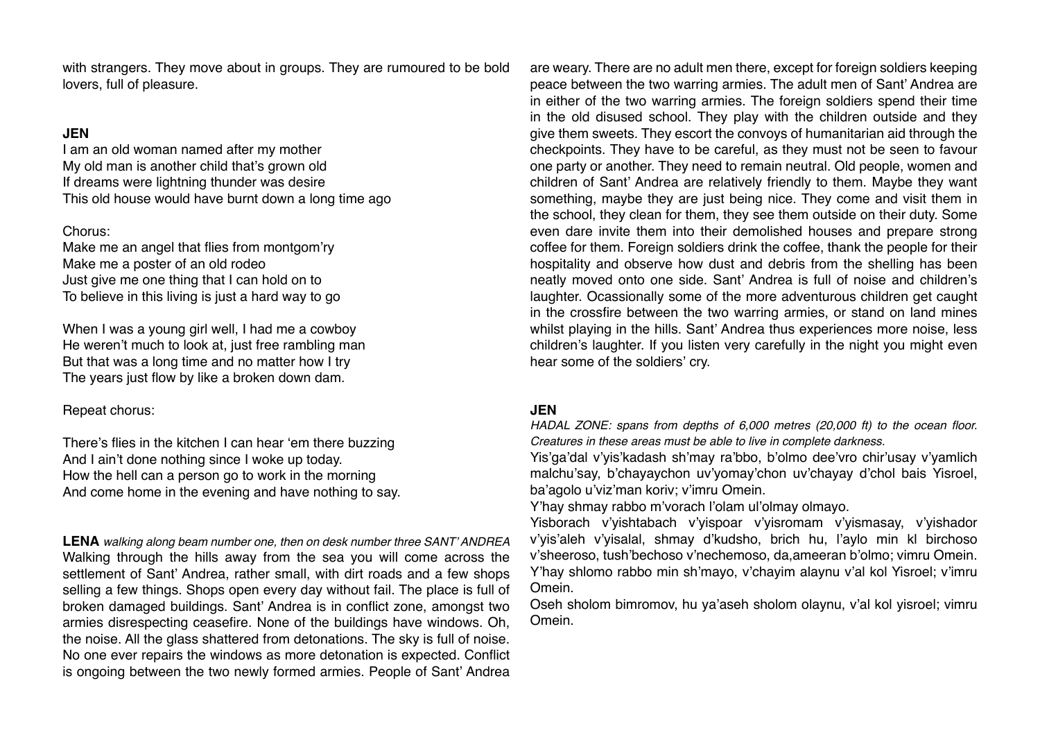with strangers. They move about in groups. They are rumoured to be bold lovers, full of pleasure.

**JEN**

I am an old woman named after my mother
My old man is another child that's grown old
If dreams were lightning thunder was desire
This old house would have burnt down a long time ago

Chorus:
Make me an angel that flies from montgom'ry
Make me a poster of an old rodeo
Just give me one thing that I can hold on to
To believe in this living is just a hard way to go

When I was a young girl well, I had me a cowboy
He weren't much to look at, just free rambling man
But that was a long time and no matter how I try
The years just flow by like a broken down dam.

Repeat chorus:

There's flies in the kitchen I can hear 'em there buzzing
And I ain't done nothing since I woke up today.
How the hell can a person go to work in the morning
And come home in the evening and have nothing to say.

**LENA** *walking along beam number one, then on desk number three SANT' ANDREA*
Walking through the hills away from the sea you will come across the settlement of Sant' Andrea, rather small, with dirt roads and a few shops selling a few things. Shops open every day without fail. The place is full of broken damaged buildings. Sant' Andrea is in conflict zone, amongst two armies disrespecting ceasefire. None of the buildings have windows. Oh, the noise. All the glass shattered from detonations. The sky is full of noise. No one ever repairs the windows as more detonation is expected. Conflict is ongoing between the two newly formed armies. People of Sant' Andrea are weary. There are no adult men there, except for foreign soldiers keeping peace between the two warring armies. The adult men of Sant' Andrea are in either of the two warring armies. The foreign soldiers spend their time in the old disused school. They play with the children outside and they give them sweets. They escort the convoys of humanitarian aid through the checkpoints. They have to be careful, as they must not be seen to favour one party or another. They need to remain neutral. Old people, women and children of Sant' Andrea are relatively friendly to them. Maybe they want something, maybe they are just being nice. They come and visit them in the school, they clean for them, they see them outside on their duty. Some even dare invite them into their demolished houses and prepare strong coffee for them. Foreign soldiers drink the coffee, thank the people for their hospitality and observe how dust and debris from the shelling has been neatly moved onto one side. Sant' Andrea is full of noise and children's laughter. Ocassionally some of the more adventurous children get caught in the crossfire between the two warring armies, or stand on land mines whilst playing in the hills. Sant' Andrea thus experiences more noise, less children's laughter. If you listen very carefully in the night you might even hear some of the soldiers' cry.

**JEN**

*HADAL ZONE: spans from depths of 6,000 metres (20,000 ft) to the ocean floor. Creatures in these areas must be able to live in complete darkness.*

Yis'ga'dal v'yis'kadash sh'may ra'bbo, b'olmo dee'vro chir'usay v'yamlich malchu'say, b'chayaychon uv'yomay'chon uv'chayay d'chol bais Yisroel, ba'agolo u'viz'man koriv; v'imru Omein.

Y'hay shmay rabbo m'vorach l'olam ul'olmay olmayo.

Yisborach v'yishtabach v'yispoar v'yisromam v'yismasay, v'yishador v'yis'aleh v'yisalal, shmay d'kudsho, brich hu, l'aylo min kl birchoso v'sheeroso, tush'bechoso v'nechemoso, da,ameeran b'olmo; vimru Omein.

Y'hay shlomo rabbo min sh'mayo, v'chayim alaynu v'al kol Yisroel; v'imru Omein.

Oseh sholom bimromov, hu ya'aseh sholom olaynu, v'al kol yisroel; vimru Omein.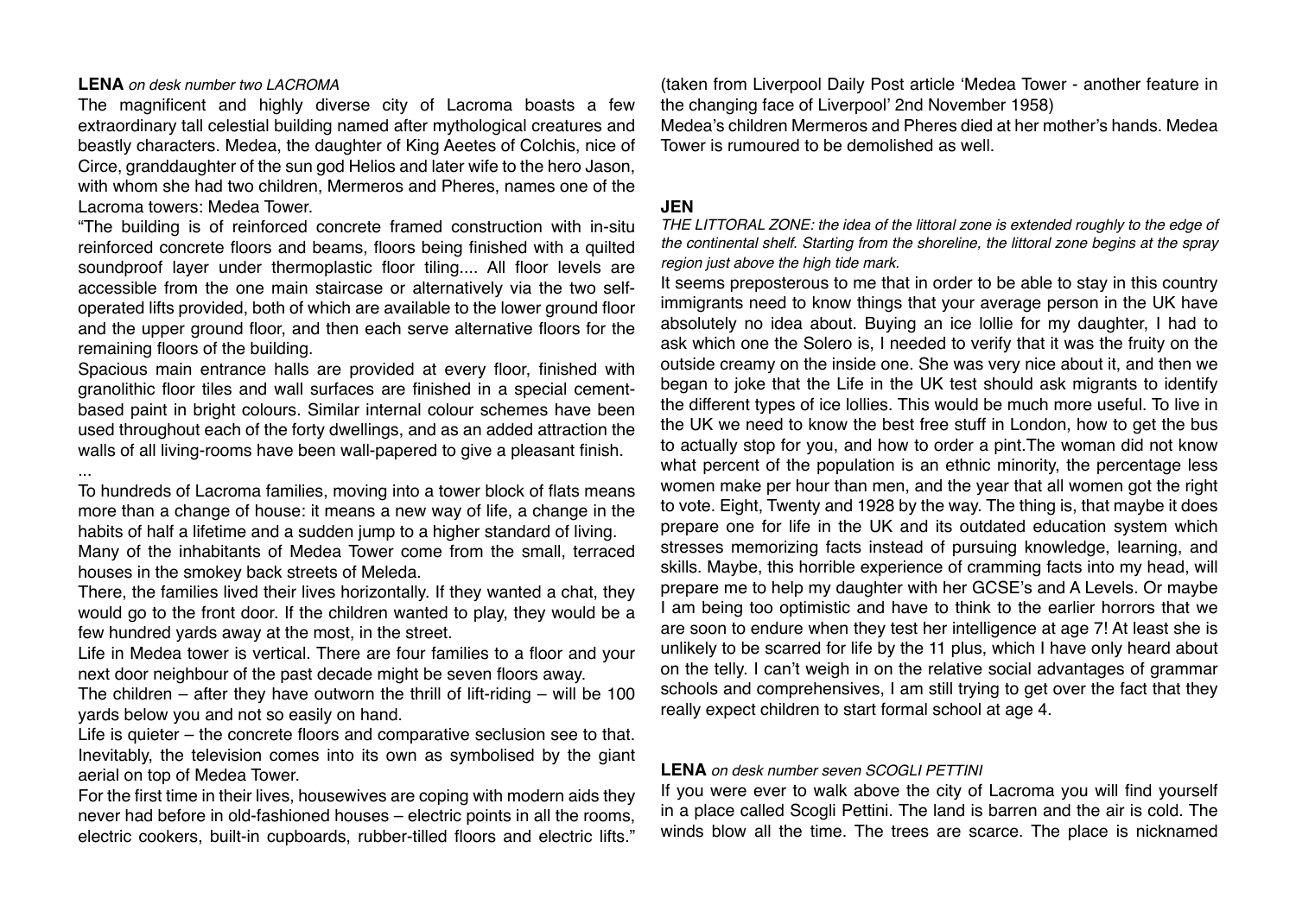**LENA** *on desk number two LACROMA*

The magnificent and highly diverse city of Lacroma boasts a few extraordinary tall celestial building named after mythological creatures and beastly characters. Medea, the daughter of King Aeetes of Colchis, nice of Circe, granddaughter of the sun god Helios and later wife to the hero Jason, with whom she had two children, Mermeros and Pheres, names one of the Lacroma towers: Medea Tower.

"The building is of reinforced concrete framed construction with in-situ reinforced concrete floors and beams, floors being finished with a quilted soundproof layer under thermoplastic floor tiling.... All floor levels are accessible from the one main staircase or alternatively via the two self-operated lifts provided, both of which are available to the lower ground floor and the upper ground floor, and then each serve alternative floors for the remaining floors of the building.

Spacious main entrance halls are provided at every floor, finished with granolithic floor tiles and wall surfaces are finished in a special cement-based paint in bright colours. Similar internal colour schemes have been used throughout each of the forty dwellings, and as an added attraction the walls of all living-rooms have been wall-papered to give a pleasant finish.

...

To hundreds of Lacroma families, moving into a tower block of flats means more than a change of house: it means a new way of life, a change in the habits of half a lifetime and a sudden jump to a higher standard of living.

Many of the inhabitants of Medea Tower come from the small, terraced houses in the smokey back streets of Meleda.

There, the families lived their lives horizontally. If they wanted a chat, they would go to the front door. If the children wanted to play, they would be a few hundred yards away at the most, in the street.

Life in Medea tower is vertical. There are four families to a floor and your next door neighbour of the past decade might be seven floors away.

The children – after they have outworn the thrill of lift-riding – will be 100 yards below you and not so easily on hand.

Life is quieter – the concrete floors and comparative seclusion see to that. Inevitably, the television comes into its own as symbolised by the giant aerial on top of Medea Tower.

For the first time in their lives, housewives are coping with modern aids they never had before in old-fashioned houses – electric points in all the rooms, electric cookers, built-in cupboards, rubber-tilled floors and electric lifts." (taken from Liverpool Daily Post article 'Medea Tower - another feature in the changing face of Liverpool' 2nd November 1958)

Medea's children Mermeros and Pheres died at her mother's hands. Medea Tower is rumoured to be demolished as well.

**JEN**

*THE LITTORAL ZONE: the idea of the littoral zone is extended roughly to the edge of the continental shelf. Starting from the shoreline, the littoral zone begins at the spray region just above the high tide mark.*

It seems preposterous to me that in order to be able to stay in this country immigrants need to know things that your average person in the UK have absolutely no idea about. Buying an ice lollie for my daughter, I had to ask which one the Solero is, I needed to verify that it was the fruity on the outside creamy on the inside one. She was very nice about it, and then we began to joke that the Life in the UK test should ask migrants to identify the different types of ice lollies. This would be much more useful. To live in the UK we need to know the best free stuff in London, how to get the bus to actually stop for you, and how to order a pint.The woman did not know what percent of the population is an ethnic minority, the percentage less women make per hour than men, and the year that all women got the right to vote. Eight, Twenty and 1928 by the way. The thing is, that maybe it does prepare one for life in the UK and its outdated education system which stresses memorizing facts instead of pursuing knowledge, learning, and skills. Maybe, this horrible experience of cramming facts into my head, will prepare me to help my daughter with her GCSE's and A Levels. Or maybe I am being too optimistic and have to think to the earlier horrors that we are soon to endure when they test her intelligence at age 7! At least she is unlikely to be scarred for life by the 11 plus, which I have only heard about on the telly. I can't weigh in on the relative social advantages of grammar schools and comprehensives, I am still trying to get over the fact that they really expect children to start formal school at age 4.

**LENA** *on desk number seven SCOGLI PETTINI*

If you were ever to walk above the city of Lacroma you will find yourself in a place called Scogli Pettini. The land is barren and the air is cold. The winds blow all the time. The trees are scarce. The place is nicknamed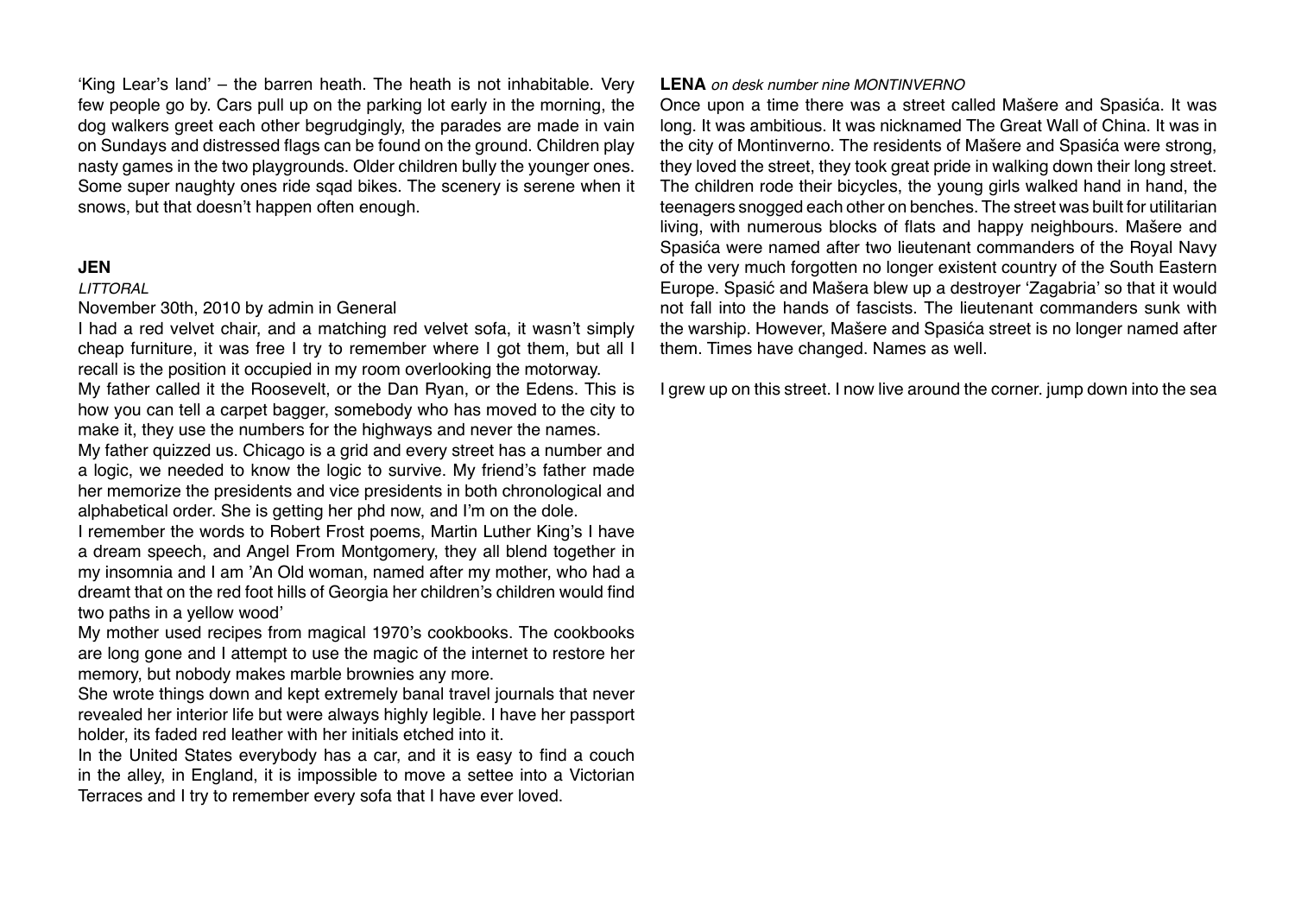'King Lear's land' – the barren heath. The heath is not inhabitable. Very few people go by. Cars pull up on the parking lot early in the morning, the dog walkers greet each other begrudgingly, the parades are made in vain on Sundays and distressed flags can be found on the ground. Children play nasty games in the two playgrounds. Older children bully the younger ones. Some super naughty ones ride sqad bikes. The scenery is serene when it snows, but that doesn't happen often enough.

**JEN**

*LITTORAL*

November 30th, 2010 by admin in General

I had a red velvet chair, and a matching red velvet sofa, it wasn't simply cheap furniture, it was free I try to remember where I got them, but all I recall is the position it occupied in my room overlooking the motorway.

My father called it the Roosevelt, or the Dan Ryan, or the Edens. This is how you can tell a carpet bagger, somebody who has moved to the city to make it, they use the numbers for the highways and never the names.

My father quizzed us. Chicago is a grid and every street has a number and a logic, we needed to know the logic to survive. My friend's father made her memorize the presidents and vice presidents in both chronological and alphabetical order. She is getting her phd now, and I'm on the dole.

I remember the words to Robert Frost poems, Martin Luther King's I have a dream speech, and Angel From Montgomery, they all blend together in my insomnia and I am 'An Old woman, named after my mother, who had a dreamt that on the red foot hills of Georgia her children's children would find two paths in a yellow wood'

My mother used recipes from magical 1970's cookbooks. The cookbooks are long gone and I attempt to use the magic of the internet to restore her memory, but nobody makes marble brownies any more.

She wrote things down and kept extremely banal travel journals that never revealed her interior life but were always highly legible. I have her passport holder, its faded red leather with her initials etched into it.

In the United States everybody has a car, and it is easy to find a couch in the alley, in England, it is impossible to move a settee into a Victorian Terraces and I try to remember every sofa that I have ever loved.

**LENA** *on desk number nine MONTINVERNO*

Once upon a time there was a street called Mašere and Spasića. It was long. It was ambitious. It was nicknamed The Great Wall of China. It was in the city of Montinverno. The residents of Mašere and Spasića were strong, they loved the street, they took great pride in walking down their long street. The children rode their bicycles, the young girls walked hand in hand, the teenagers snogged each other on benches. The street was built for utilitarian living, with numerous blocks of flats and happy neighbours. Mašere and Spasića were named after two lieutenant commanders of the Royal Navy of the very much forgotten no longer existent country of the South Eastern Europe. Spasić and Mašera blew up a destroyer 'Zagabria' so that it would not fall into the hands of fascists. The lieutenant commanders sunk with the warship. However, Mašere and Spasića street is no longer named after them. Times have changed. Names as well.

I grew up on this street. I now live around the corner. jump down into the sea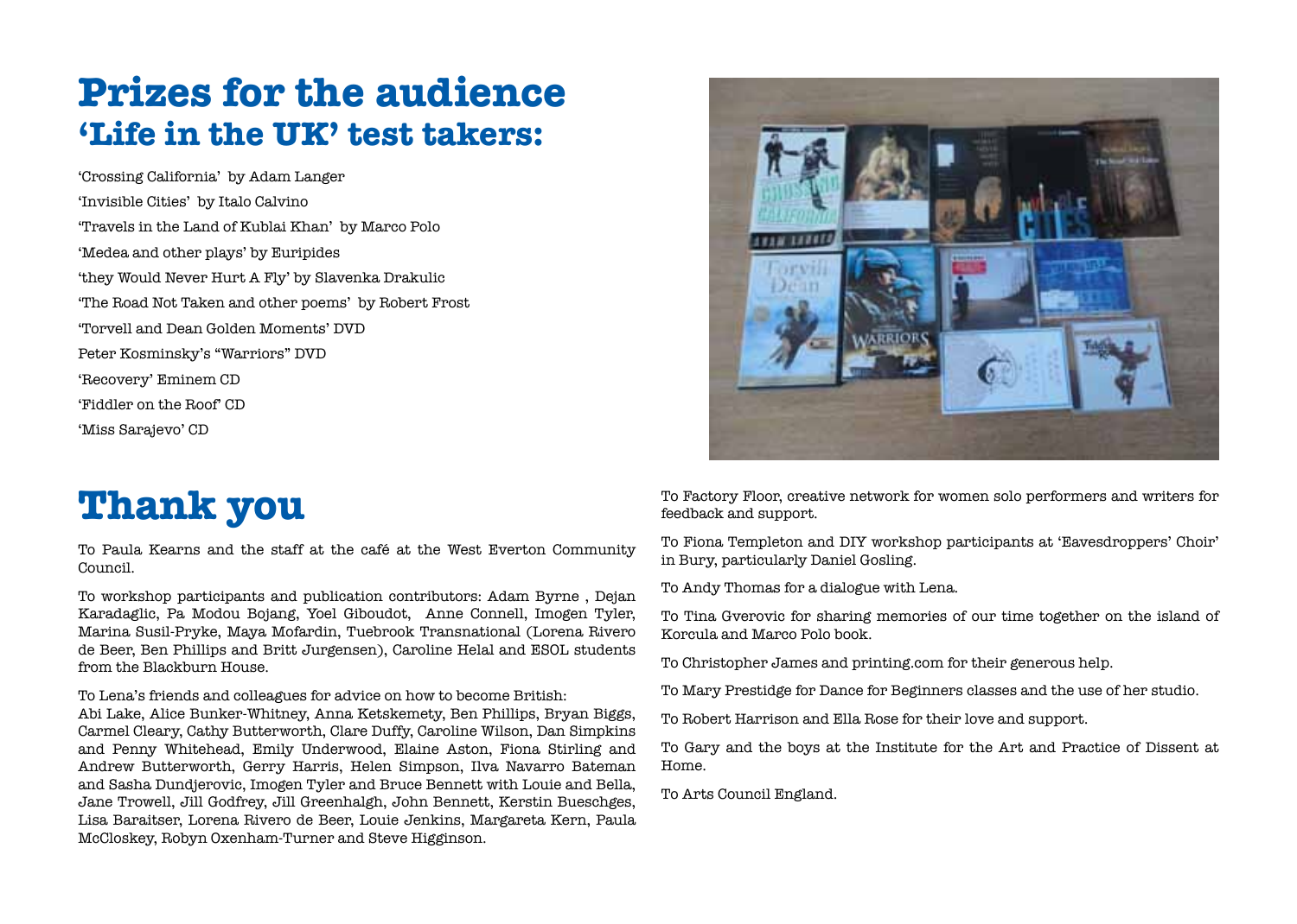# Prizes for the audience
## 'Life in the UK' test takers:

'Crossing California' by Adam Langer

'Invisible Cities' by Italo Calvino

'Travels in the Land of Kublai Khan' by Marco Polo

'Medea and other plays' by Euripides

'they Would Never Hurt A Fly' by Slavenka Drakulic

'The Road Not Taken and other poems' by Robert Frost

'Torvell and Dean Golden Moments' DVD

Peter Kosminsky's "Warriors" DVD

'Recovery' Eminem CD

'Fiddler on the Roof' CD

'Miss Sarajevo' CD

# Thank you

To Paula Kearns and the staff at the café at the West Everton Community Council.

To workshop participants and publication contributors: Adam Byrne , Dejan Karadaglic, Pa Modou Bojang, Yoel Giboudot, Anne Connell, Imogen Tyler, Marina Susil-Pryke, Maya Mofardin, Tuebrook Transnational (Lorena Rivero de Beer, Ben Phillips and Britt Jurgensen), Caroline Helal and ESOL students from the Blackburn House.

To Lena's friends and colleagues for advice on how to become British:
Abi Lake, Alice Bunker-Whitney, Anna Ketskemety, Ben Phillips, Bryan Biggs, Carmel Cleary, Cathy Butterworth, Clare Duffy, Caroline Wilson, Dan Simpkins and Penny Whitehead, Emily Underwood, Elaine Aston, Fiona Stirling and Andrew Butterworth, Gerry Harris, Helen Simpson, Ilva Navarro Bateman and Sasha Dundjerovic, Imogen Tyler and Bruce Bennett with Louie and Bella, Jane Trowell, Jill Godfrey, Jill Greenhalgh, John Bennett, Kerstin Bueschges, Lisa Baraitser, Lorena Rivero de Beer, Louie Jenkins, Margareta Kern, Paula McCloskey, Robyn Oxenham-Turner and Steve Higginson.

To Factory Floor, creative network for women solo performers and writers for feedback and support.

To Fiona Templeton and DIY workshop participants at 'Eavesdroppers' Choir' in Bury, particularly Daniel Gosling.

To Andy Thomas for a dialogue with Lena.

To Tina Gverovic for sharing memories of our time together on the island of Korcula and Marco Polo book.

To Christopher James and printing.com for their generous help.

To Mary Prestidge for Dance for Beginners classes and the use of her studio.

To Robert Harrison and Ella Rose for their love and support.

To Gary and the boys at the Institute for the Art and Practice of Dissent at Home.

To Arts Council England.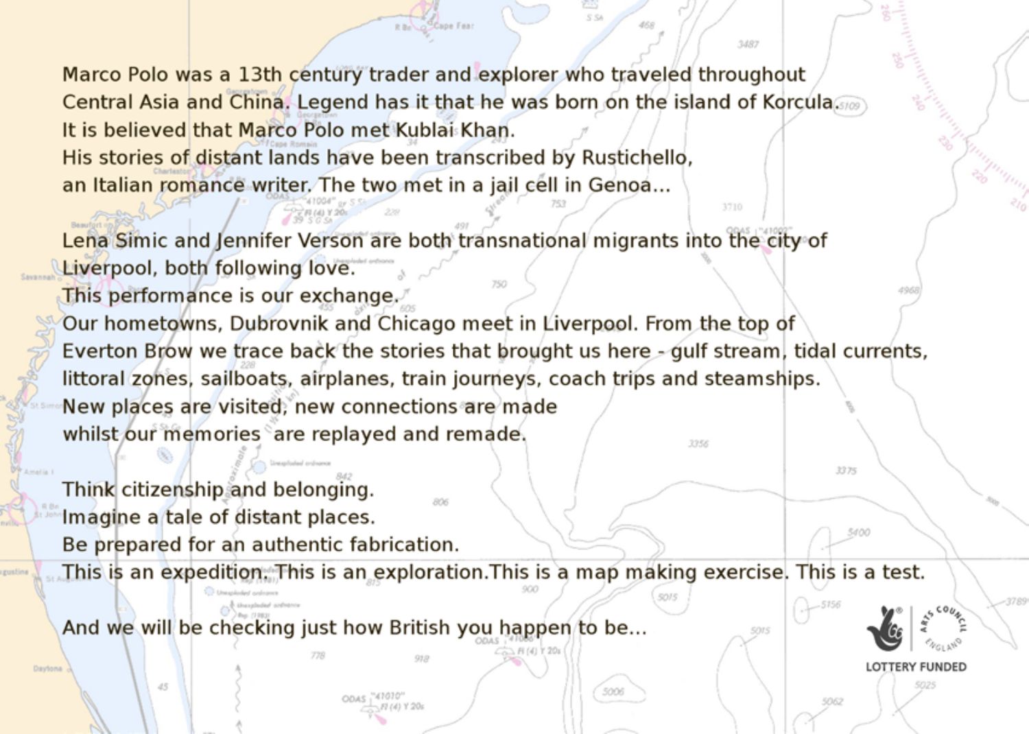Marco Polo was a 13th century trader and explorer who traveled throughout Central Asia and China. Legend has it that he was born on the island of Korcula. It is believed that Marco Polo met Kublai Khan. His stories of distant lands have been transcribed by Rustichello, an Italian romance writer. The two met in a jail cell in Genoa...

Lena Simic and Jennifer Verson are both transnational migrants into the city of Liverpool, both following love.
This performance is our exchange.
Our hometowns, Dubrovnik and Chicago meet in Liverpool. From the top of Everton Brow we trace back the stories that brought us here - gulf stream, tidal currents, littoral zones, sailboats, airplanes, train journeys, coach trips and steamships.
New places are visited, new connections are made
whilst our memories are replayed and remade.

Think citizenship and belonging.
Imagine a tale of distant places.
Be prepared for an authentic fabrication.
This is an expedition. This is an exploration. This is a map making exercise. This is a test.

And we will be checking just how British you happen to be...

ARTS COUNCIL ENGLAND
LOTTERY FUNDED